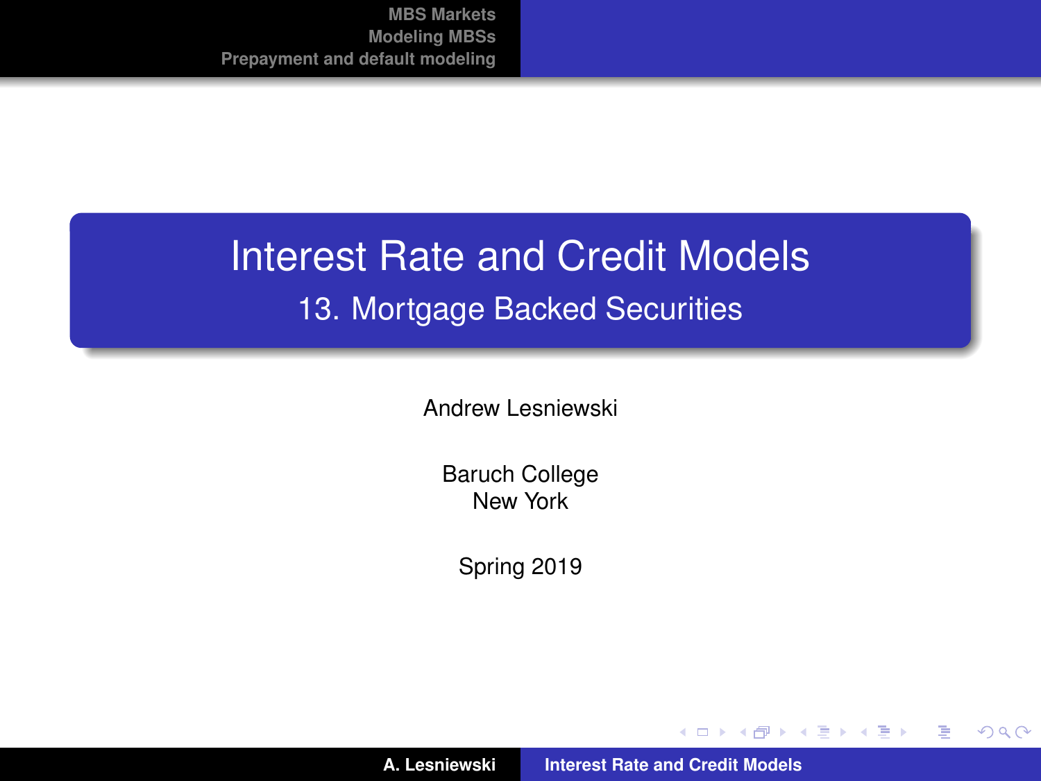# Interest Rate and Credit Models

## 13. Mortgage Backed Securities

Andrew Lesniewski

Baruch College
New York

Spring 2019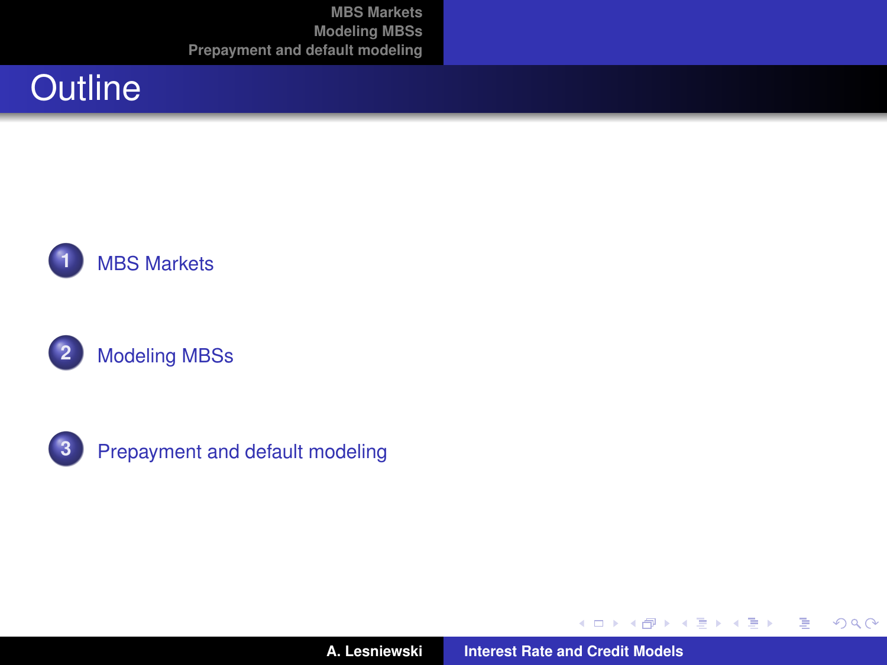# Outline

1. MBS Markets
2. Modeling MBSs
3. Prepayment and default modeling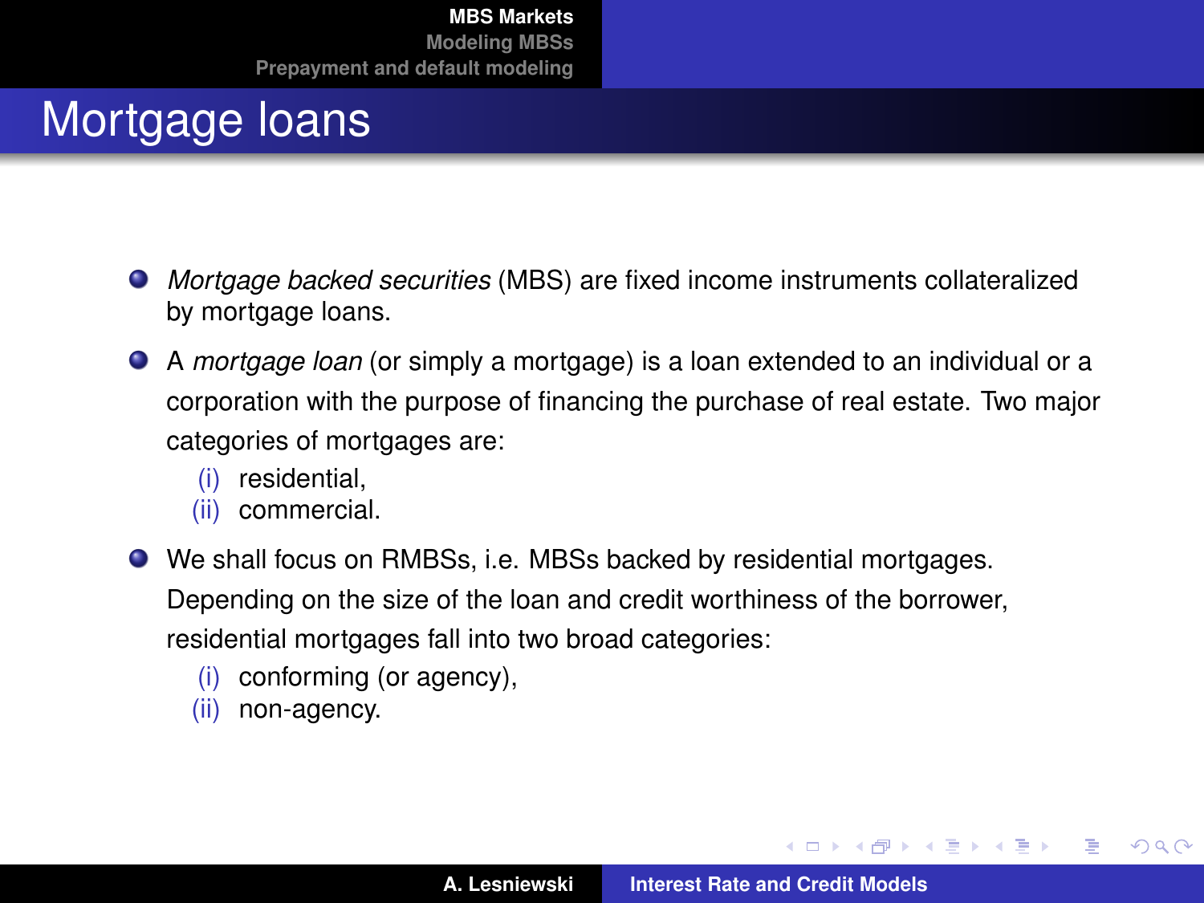# Mortgage loans

- *Mortgage backed securities* (MBS) are fixed income instruments collateralized by mortgage loans.
- A *mortgage loan* (or simply a mortgage) is a loan extended to an individual or a corporation with the purpose of financing the purchase of real estate. Two major categories of mortgages are:
  - (i) residential,
  - (ii) commercial.
- We shall focus on RMBSs, i.e. MBSs backed by residential mortgages. Depending on the size of the loan and credit worthiness of the borrower, residential mortgages fall into two broad categories:
  - (i) conforming (or agency),
  - (ii) non-agency.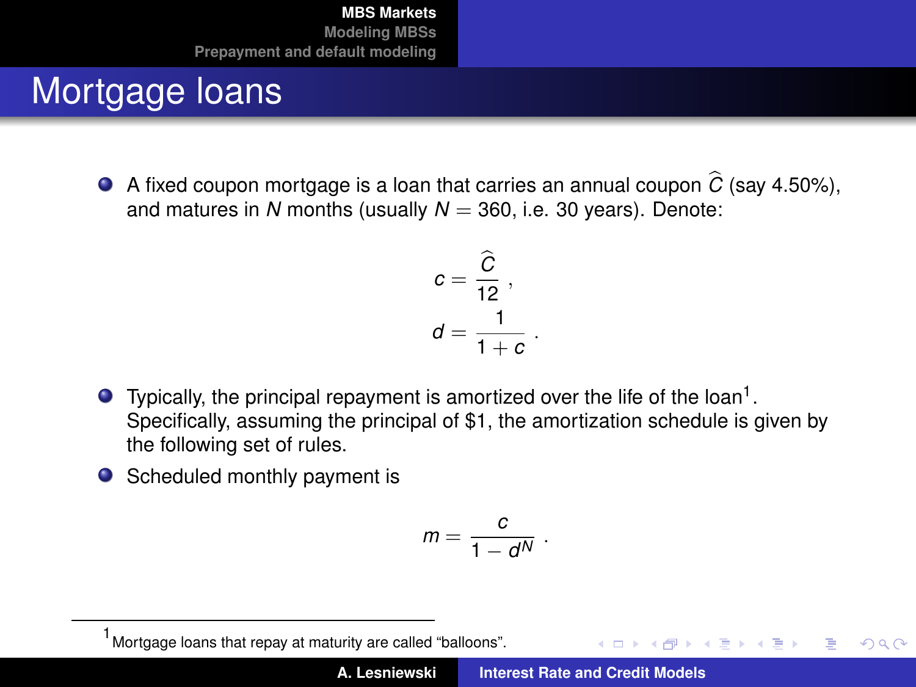# Mortgage loans

- A fixed coupon mortgage is a loan that carries an annual coupon $\widehat{C}$ (say 4.50%), and matures in $N$ months (usually $N = 360$, i.e. 30 years). Denote:

$$c = \frac{\widehat{C}}{12} ,$$

$$d = \frac{1}{1 + c} .$$

- Typically, the principal repayment is amortized over the life of the loan[1]. Specifically, assuming the principal of \$1, the amortization schedule is given by the following set of rules.
- Scheduled monthly payment is

$$m = \frac{c}{1 - d^N} .$$

[1] Mortgage loans that repay at maturity are called "balloons".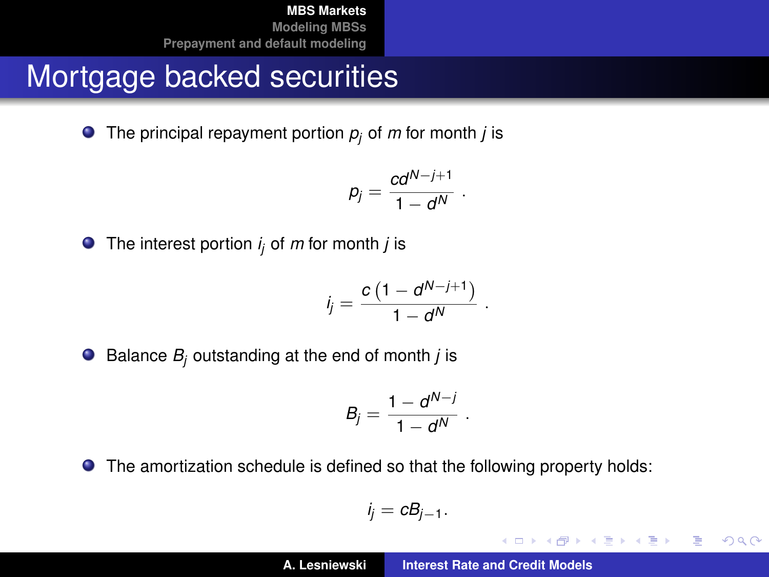# Mortgage backed securities

- The principal repayment portion $p_j$ of $m$ for month $j$ is

$$p_j = \frac{cd^{N-j+1}}{1-d^N} .$$

- The interest portion $i_j$ of $m$ for month $j$ is

$$i_j = \frac{c\left(1-d^{N-j+1}\right)}{1-d^N} .$$

- Balance $B_j$ outstanding at the end of month $j$ is

$$B_j = \frac{1-d^{N-j}}{1-d^N} .$$

- The amortization schedule is defined so that the following property holds:

$$i_j = cB_{j-1} .$$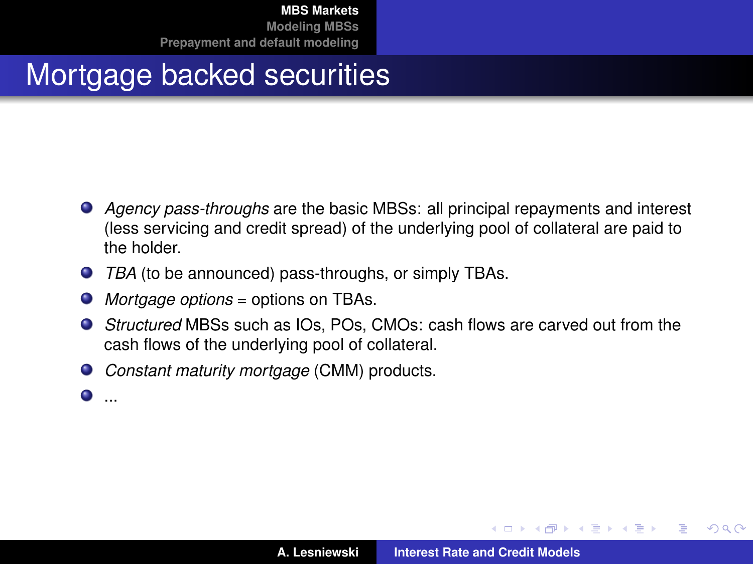# Mortgage backed securities

- *Agency pass-throughs* are the basic MBSs: all principal repayments and interest (less servicing and credit spread) of the underlying pool of collateral are paid to the holder.
- *TBA* (to be announced) pass-throughs, or simply TBAs.
- *Mortgage options* = options on TBAs.
- *Structured* MBSs such as IOs, POs, CMOs: cash flows are carved out from the cash flows of the underlying pool of collateral.
- *Constant maturity mortgage* (CMM) products.
- ...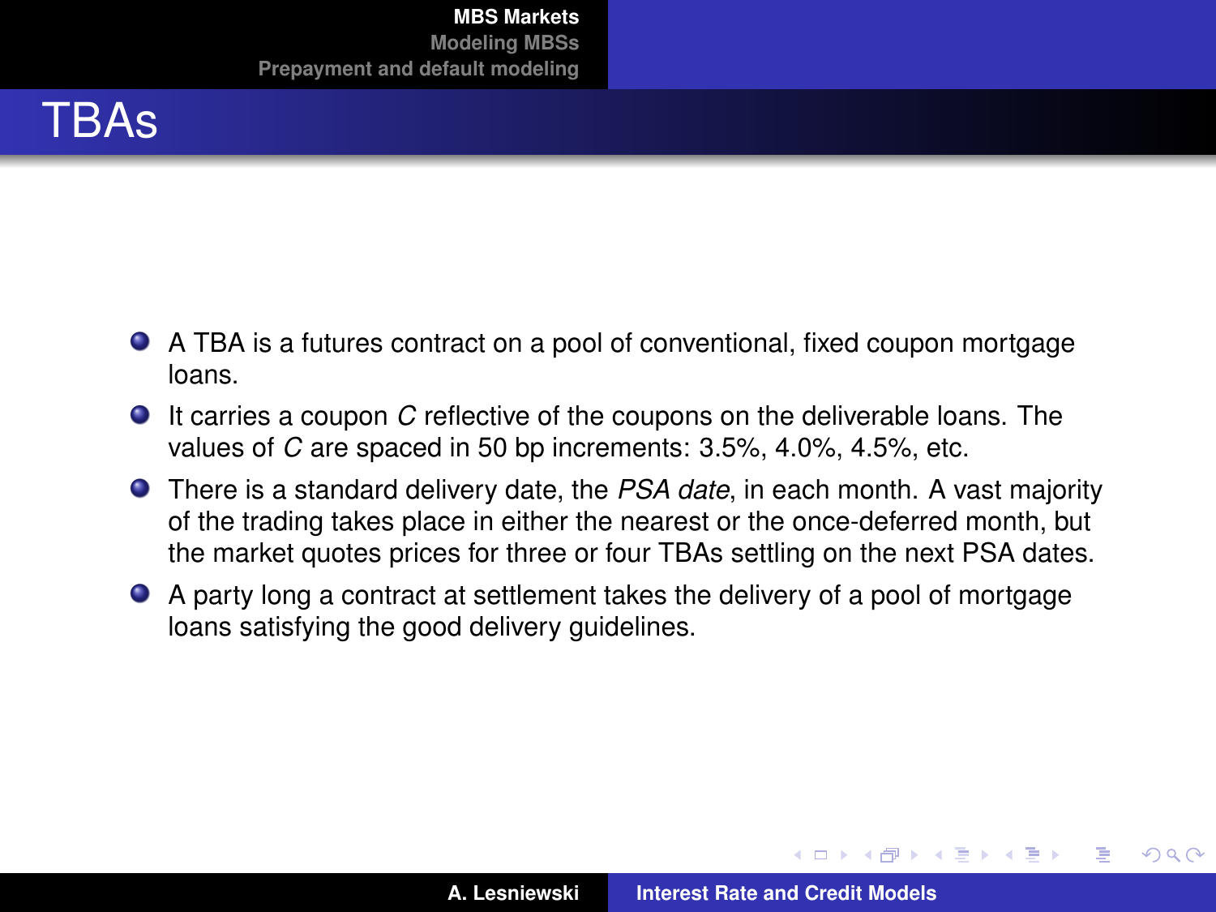# TBAs

- A TBA is a futures contract on a pool of conventional, fixed coupon mortgage loans.
- It carries a coupon $C$ reflective of the coupons on the deliverable loans. The values of $C$ are spaced in 50 bp increments: 3.5%, 4.0%, 4.5%, etc.
- There is a standard delivery date, the *PSA date*, in each month. A vast majority of the trading takes place in either the nearest or the once-deferred month, but the market quotes prices for three or four TBAs settling on the next PSA dates.
- A party long a contract at settlement takes the delivery of a pool of mortgage loans satisfying the good delivery guidelines.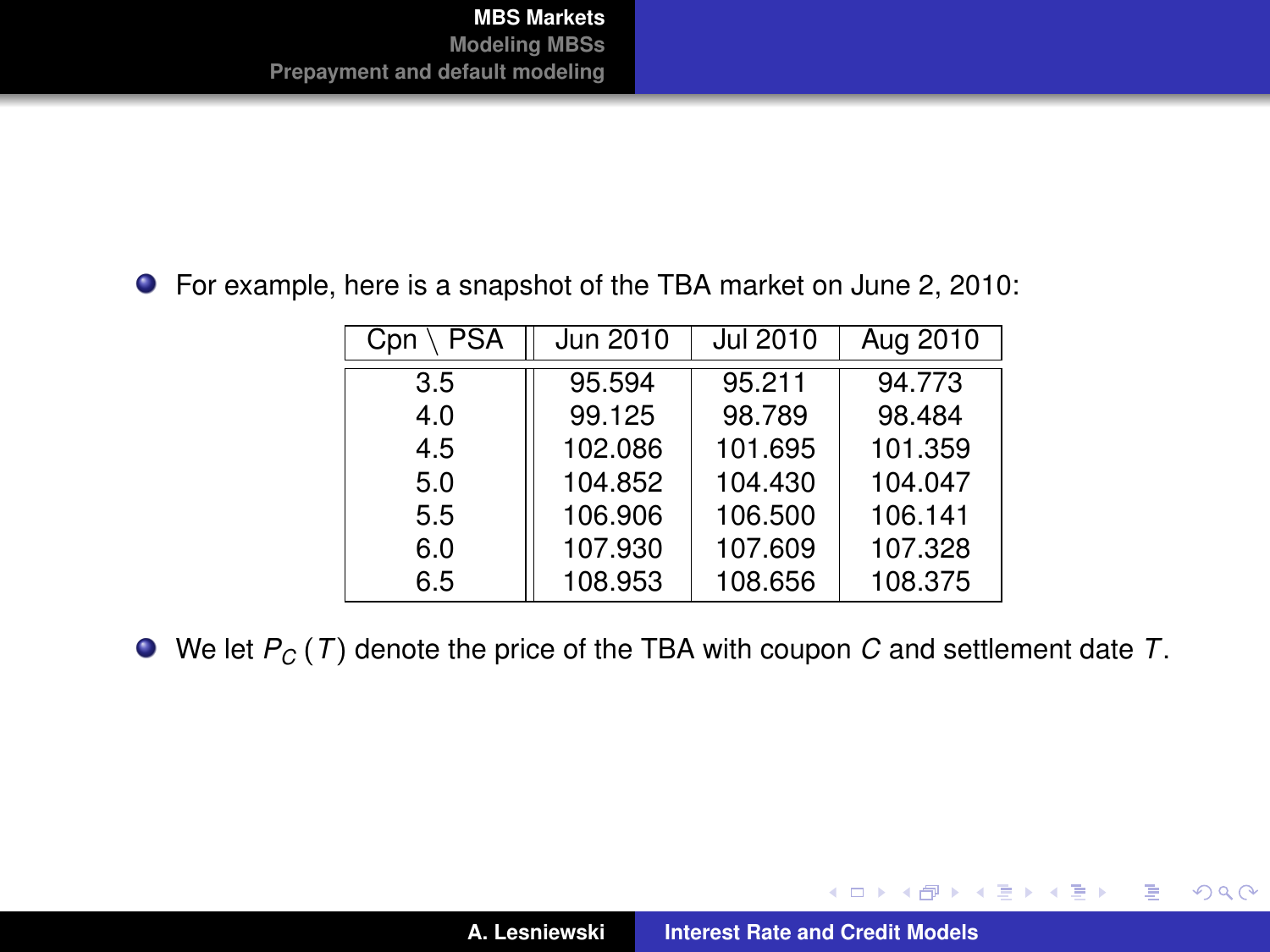- For example, here is a snapshot of the TBA market on June 2, 2010:

| Cpn \ PSA | Jun 2010 | Jul 2010 | Aug 2010 |
|---|---|---|---|
| 3.5 | 95.594 | 95.211 | 94.773 |
| 4.0 | 99.125 | 98.789 | 98.484 |
| 4.5 | 102.086 | 101.695 | 101.359 |
| 5.0 | 104.852 | 104.430 | 104.047 |
| 5.5 | 106.906 | 106.500 | 106.141 |
| 6.0 | 107.930 | 107.609 | 107.328 |
| 6.5 | 108.953 | 108.656 | 108.375 |

- We let $P_C(T)$ denote the price of the TBA with coupon $C$ and settlement date $T$.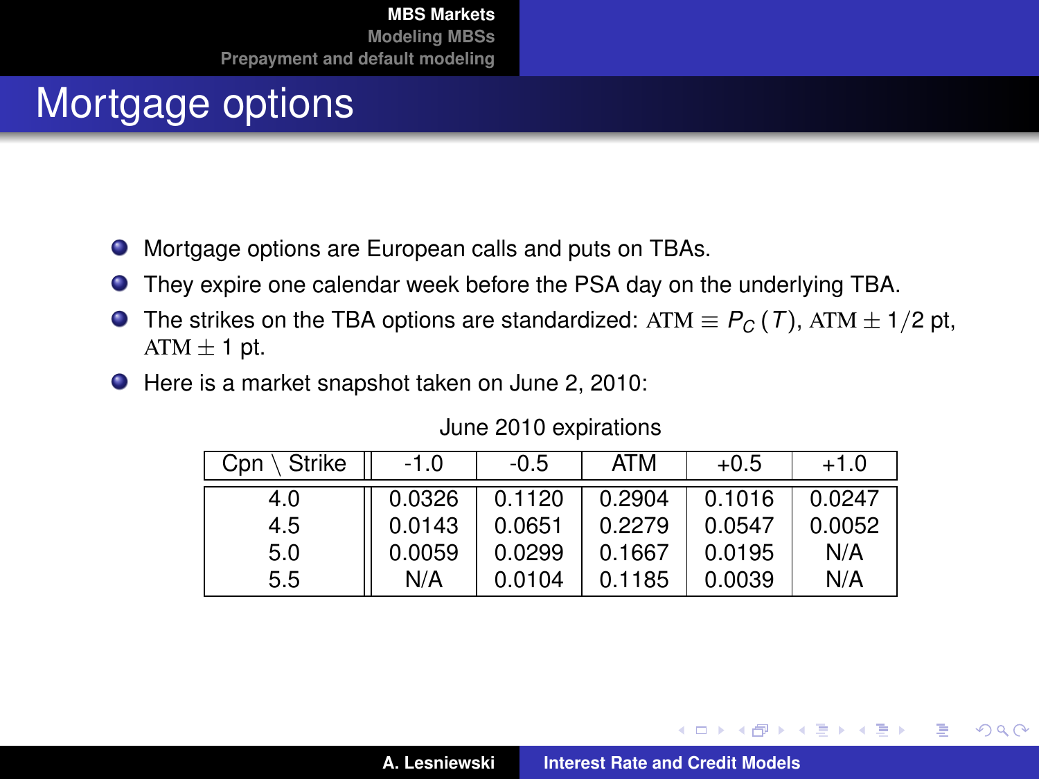# Mortgage options

- Mortgage options are European calls and puts on TBAs.
- They expire one calendar week before the PSA day on the underlying TBA.
- The strikes on the TBA options are standardized: $\mathrm{ATM} \equiv P_C(T)$, $\mathrm{ATM} \pm 1/2$ pt, $\mathrm{ATM} \pm 1$ pt.
- Here is a market snapshot taken on June 2, 2010:

June 2010 expirations

| Cpn \ Strike | -1.0 | -0.5 | ATM | +0.5 | +1.0 |
|---|---|---|---|---|---|
| 4.0 | 0.0326 | 0.1120 | 0.2904 | 0.1016 | 0.0247 |
| 4.5 | 0.0143 | 0.0651 | 0.2279 | 0.0547 | 0.0052 |
| 5.0 | 0.0059 | 0.0299 | 0.1667 | 0.0195 | N/A |
| 5.5 | N/A | 0.0104 | 0.1185 | 0.0039 | N/A |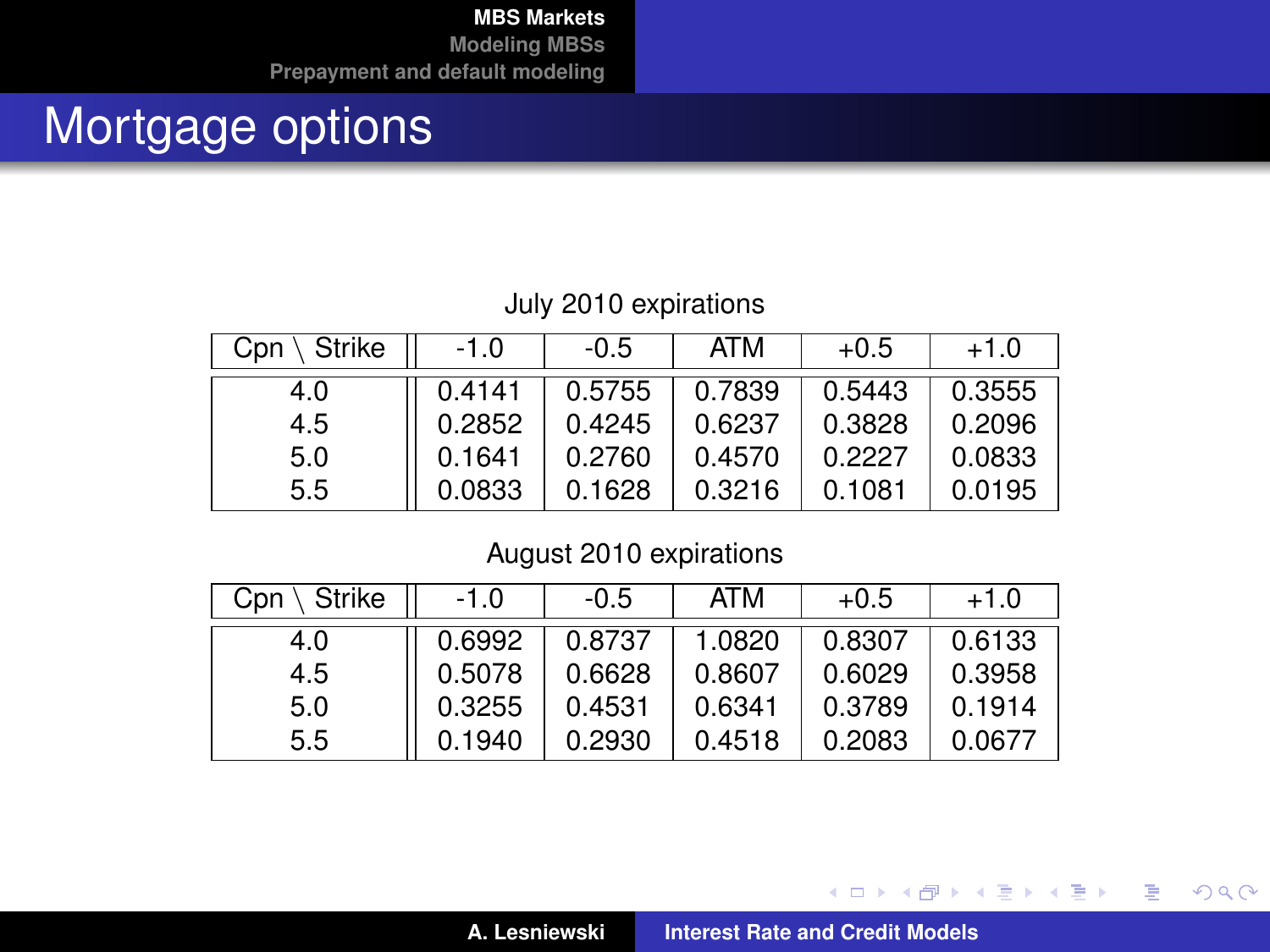# Mortgage options

July 2010 expirations

| Cpn \ Strike | -1.0 | -0.5 | ATM | +0.5 | +1.0 |
|---|---|---|---|---|---|
| 4.0 | 0.4141 | 0.5755 | 0.7839 | 0.5443 | 0.3555 |
| 4.5 | 0.2852 | 0.4245 | 0.6237 | 0.3828 | 0.2096 |
| 5.0 | 0.1641 | 0.2760 | 0.4570 | 0.2227 | 0.0833 |
| 5.5 | 0.0833 | 0.1628 | 0.3216 | 0.1081 | 0.0195 |

August 2010 expirations

| Cpn \ Strike | -1.0 | -0.5 | ATM | +0.5 | +1.0 |
|---|---|---|---|---|---|
| 4.0 | 0.6992 | 0.8737 | 1.0820 | 0.8307 | 0.6133 |
| 4.5 | 0.5078 | 0.6628 | 0.8607 | 0.6029 | 0.3958 |
| 5.0 | 0.3255 | 0.4531 | 0.6341 | 0.3789 | 0.1914 |
| 5.5 | 0.1940 | 0.2930 | 0.4518 | 0.2083 | 0.0677 |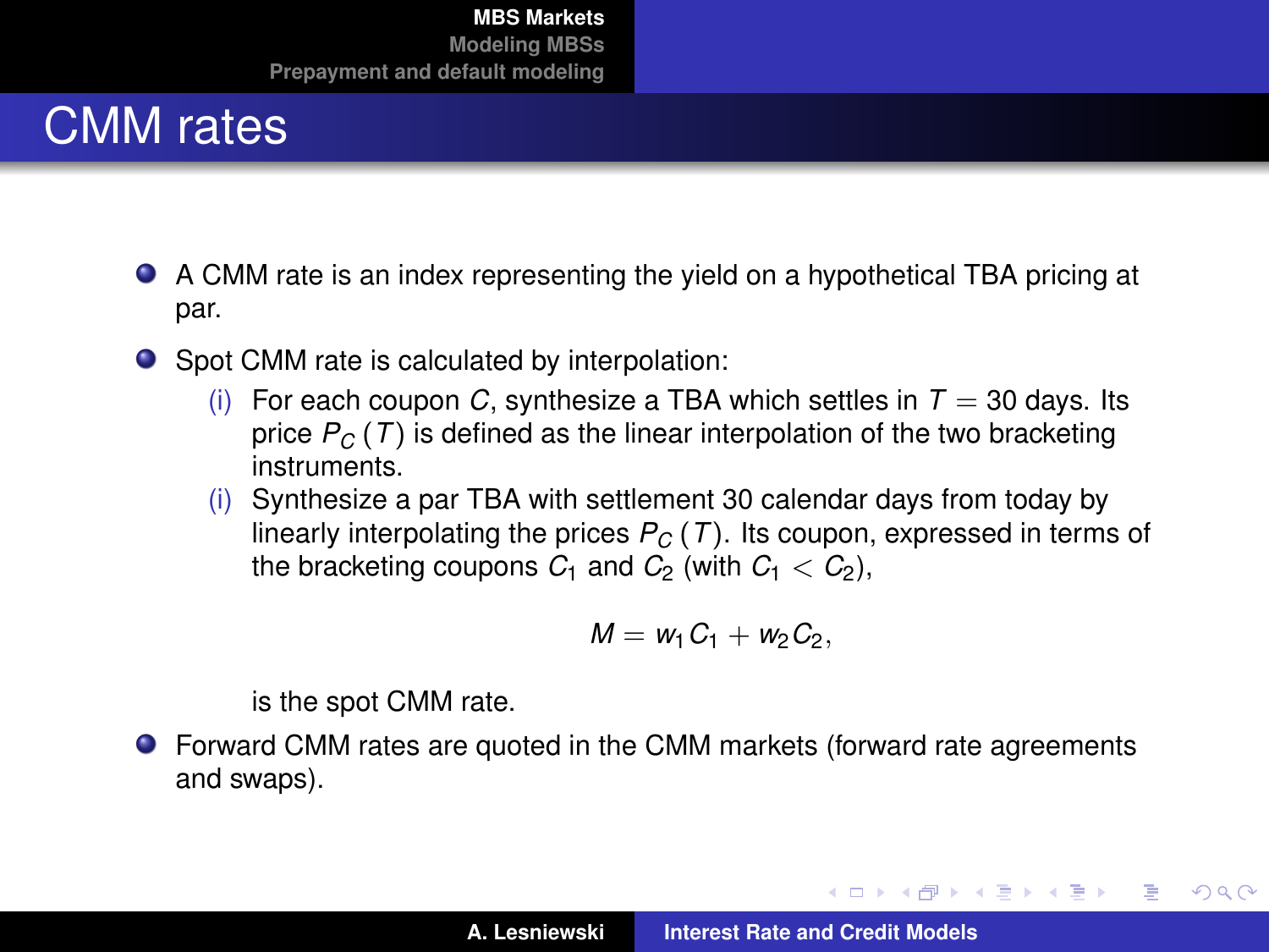# CMM rates

- A CMM rate is an index representing the yield on a hypothetical TBA pricing at par.
- Spot CMM rate is calculated by interpolation:
  - (i) For each coupon $C$, synthesize a TBA which settles in $T = 30$ days. Its price $P_C(T)$ is defined as the linear interpolation of the two bracketing instruments.
  - (i) Synthesize a par TBA with settlement 30 calendar days from today by linearly interpolating the prices $P_C(T)$. Its coupon, expressed in terms of the bracketing coupons $C_1$ and $C_2$ (with $C_1 < C_2$),

    $$M = w_1 C_1 + w_2 C_2,$$

    is the spot CMM rate.
- Forward CMM rates are quoted in the CMM markets (forward rate agreements and swaps).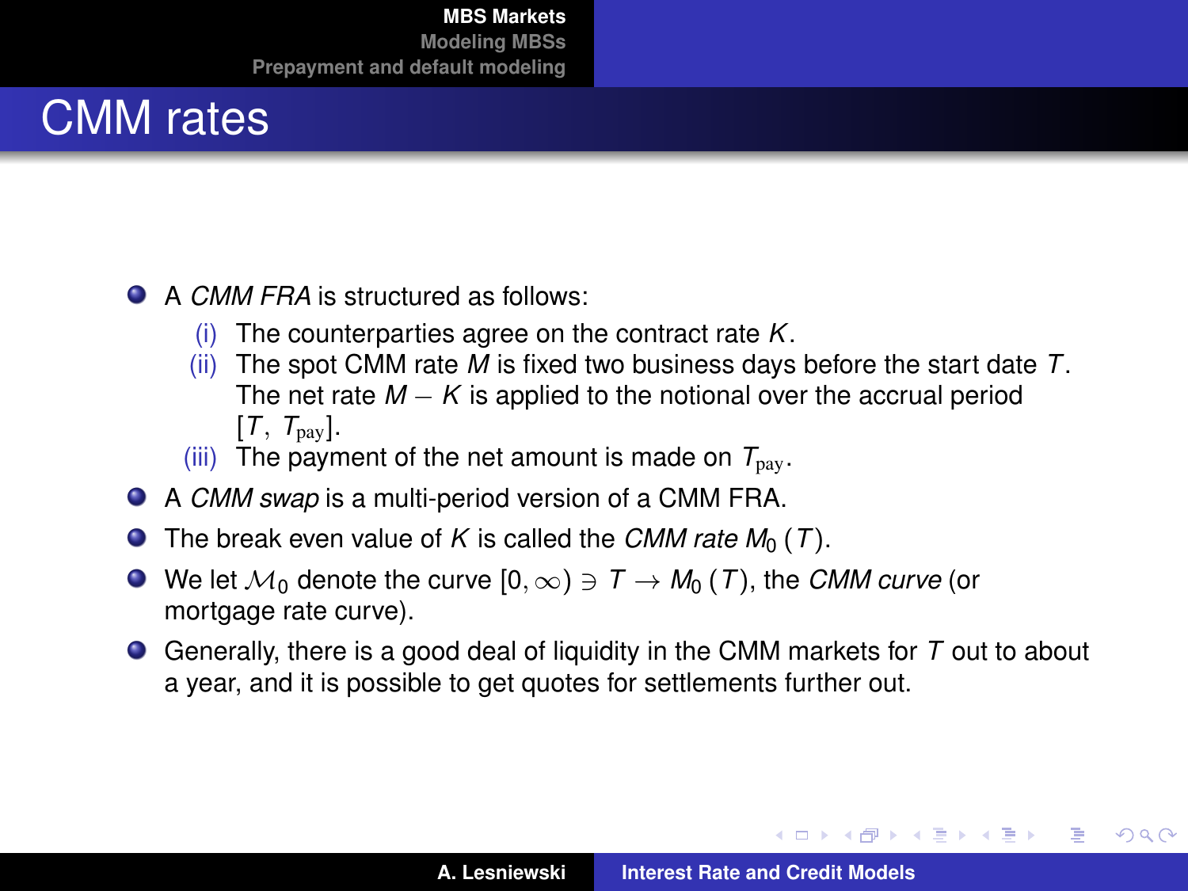# CMM rates

- A *CMM FRA* is structured as follows:
  - (i) The counterparties agree on the contract rate $K$.
  - (ii) The spot CMM rate $M$ is fixed two business days before the start date $T$. The net rate $M - K$ is applied to the notional over the accrual period $[T, T_{\text{pay}}]$.
  - (iii) The payment of the net amount is made on $T_{\text{pay}}$.
- A *CMM swap* is a multi-period version of a CMM FRA.
- The break even value of $K$ is called the *CMM rate* $M_0(T)$.
- We let $\mathcal{M}_0$ denote the curve $[0, \infty) \ni T \to M_0(T)$, the *CMM curve* (or mortgage rate curve).
- Generally, there is a good deal of liquidity in the CMM markets for $T$ out to about a year, and it is possible to get quotes for settlements further out.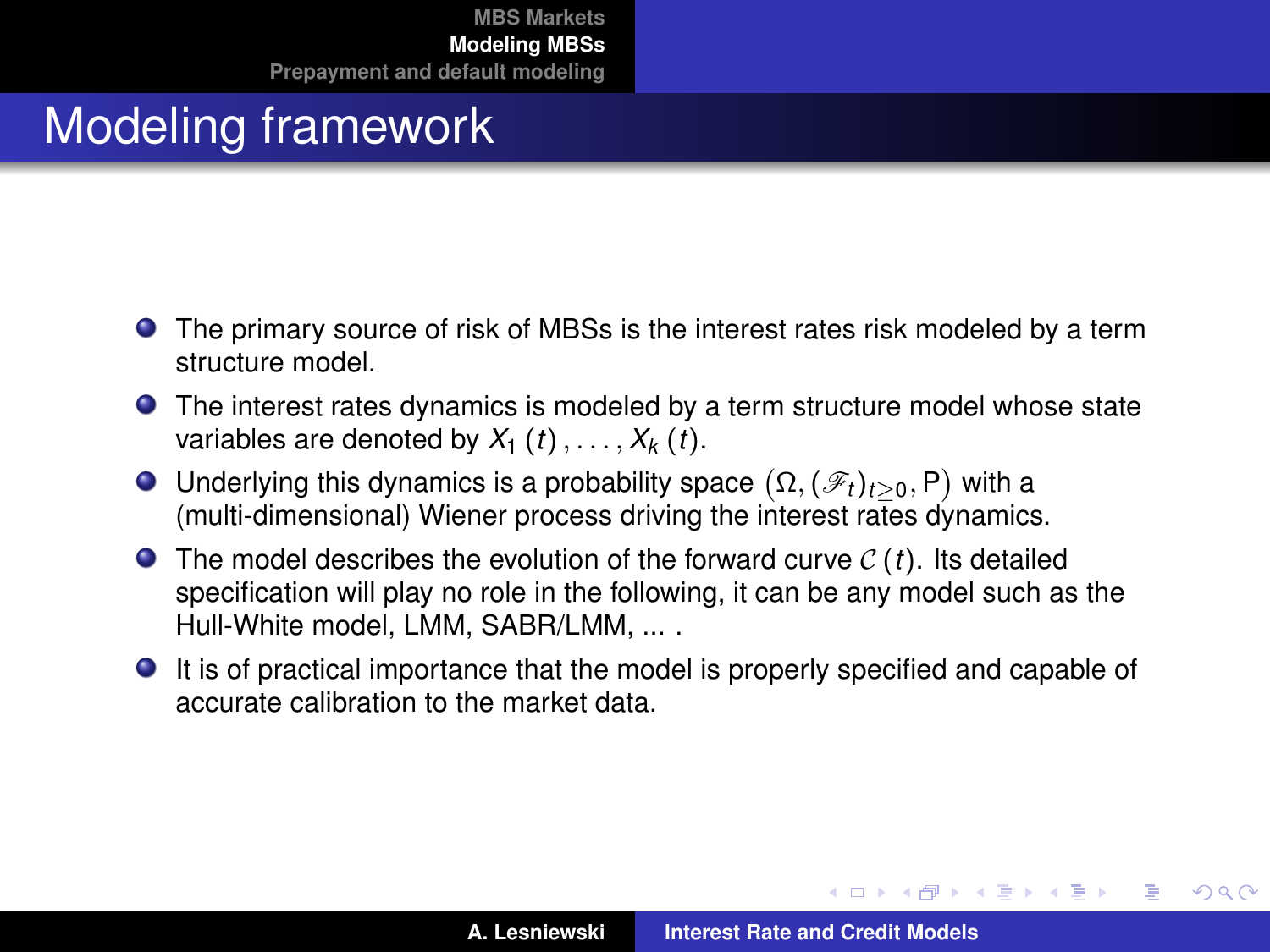# Modeling framework

- The primary source of risk of MBSs is the interest rates risk modeled by a term structure model.
- The interest rates dynamics is modeled by a term structure model whose state variables are denoted by $X_1(t), \ldots, X_k(t)$.
- Underlying this dynamics is a probability space $\left(\Omega, (\mathscr{F}_t)_{t\geq 0}, \mathsf{P}\right)$ with a (multi-dimensional) Wiener process driving the interest rates dynamics.
- The model describes the evolution of the forward curve $\mathcal{C}(t)$. Its detailed specification will play no role in the following, it can be any model such as the Hull-White model, LMM, SABR/LMM, ... .
- It is of practical importance that the model is properly specified and capable of accurate calibration to the market data.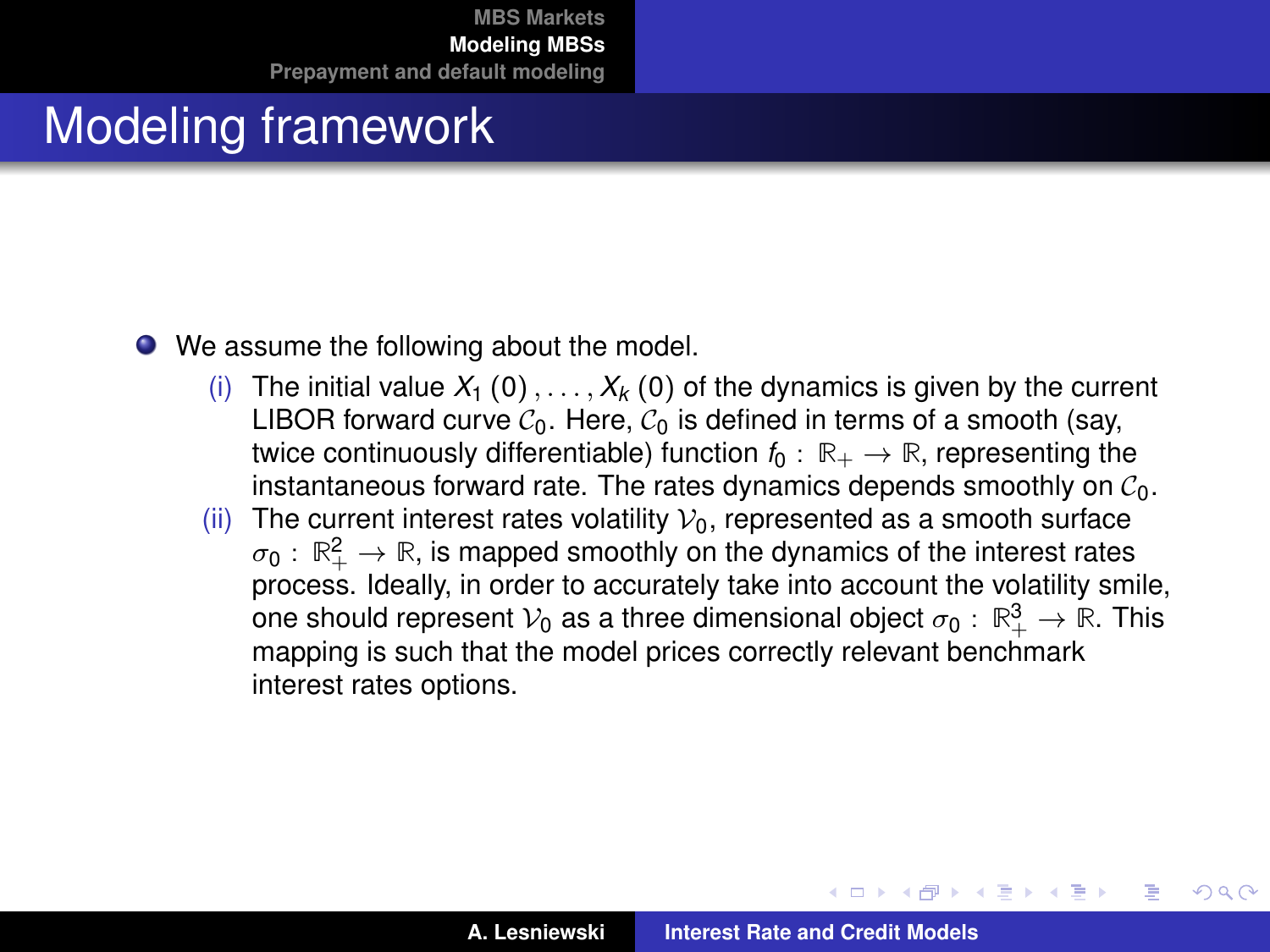# Modeling framework

- We assume the following about the model.
  - (i) The initial value $X_1(0), \ldots, X_k(0)$ of the dynamics is given by the current LIBOR forward curve $\mathcal{C}_0$. Here, $\mathcal{C}_0$ is defined in terms of a smooth (say, twice continuously differentiable) function $f_0 : \mathbb{R}_+ \to \mathbb{R}$, representing the instantaneous forward rate. The rates dynamics depends smoothly on $\mathcal{C}_0$.
  - (ii) The current interest rates volatility $\mathcal{V}_0$, represented as a smooth surface $\sigma_0 : \mathbb{R}_+^2 \to \mathbb{R}$, is mapped smoothly on the dynamics of the interest rates process. Ideally, in order to accurately take into account the volatility smile, one should represent $\mathcal{V}_0$ as a three dimensional object $\sigma_0 : \mathbb{R}_+^3 \to \mathbb{R}$. This mapping is such that the model prices correctly relevant benchmark interest rates options.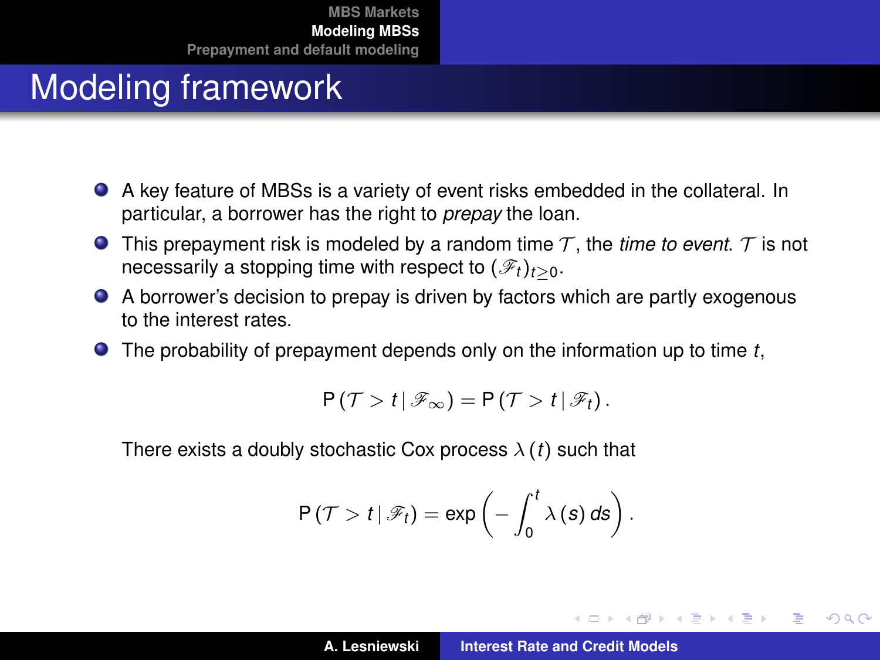# Modeling framework

- A key feature of MBSs is a variety of event risks embedded in the collateral. In particular, a borrower has the right to *prepay* the loan.
- This prepayment risk is modeled by a random time $\mathcal{T}$, the *time to event*. $\mathcal{T}$ is not necessarily a stopping time with respect to $(\mathscr{F}_t)_{t \geq 0}$.
- A borrower's decision to prepay is driven by factors which are partly exogenous to the interest rates.
- The probability of prepayment depends only on the information up to time $t$,

$$\mathsf{P}\left(\mathcal{T} > t \,|\, \mathscr{F}_\infty\right) = \mathsf{P}\left(\mathcal{T} > t \,|\, \mathscr{F}_t\right).$$

  There exists a doubly stochastic Cox process $\lambda(t)$ such that

$$\mathsf{P}\left(\mathcal{T} > t \,|\, \mathscr{F}_t\right) = \exp\left(-\int_0^t \lambda(s)\, ds\right).$$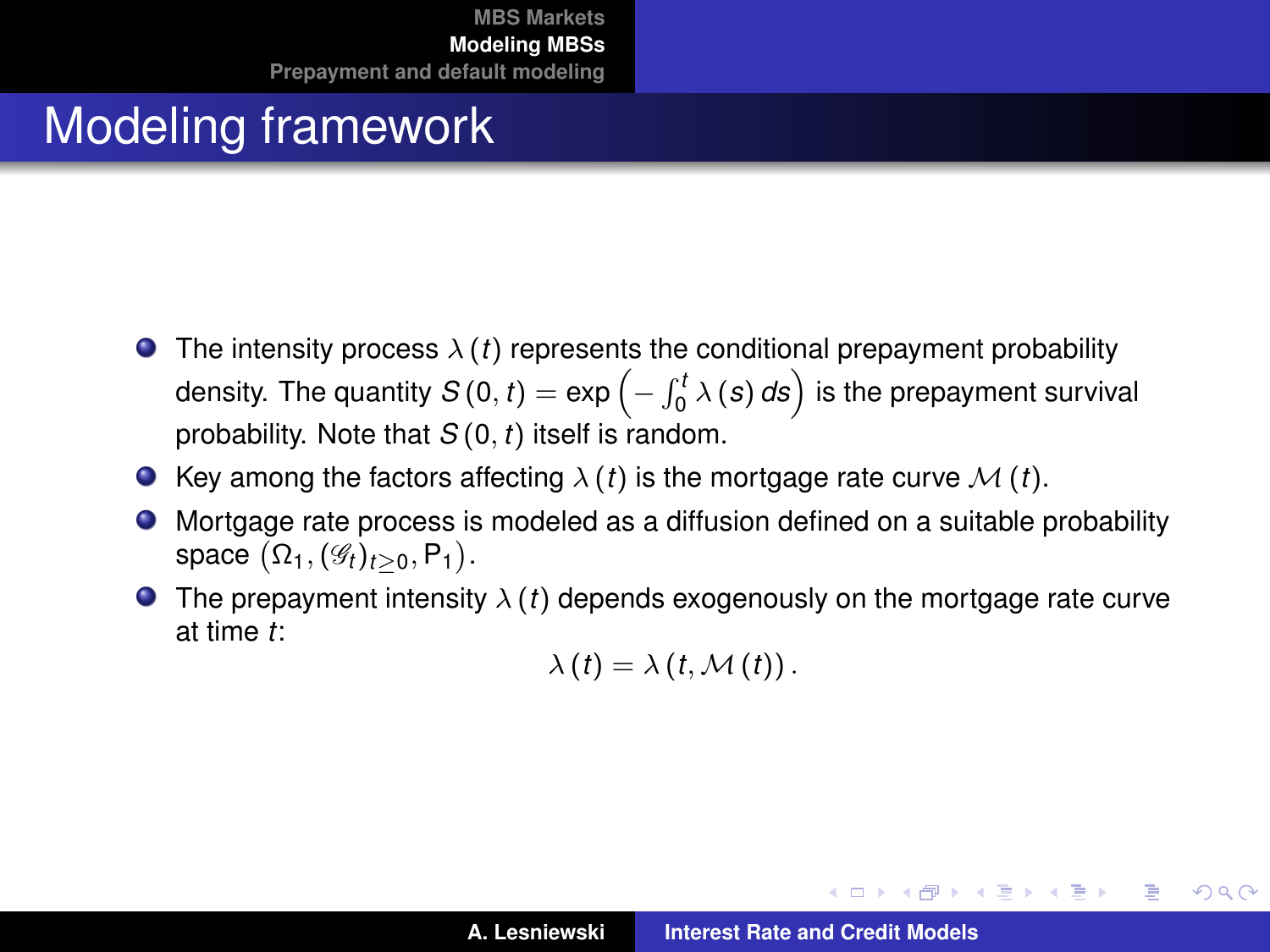# Modeling framework

- The intensity process $\lambda(t)$ represents the conditional prepayment probability density. The quantity $S(0, t) = \exp\left(-\int_0^t \lambda(s)\, ds\right)$ is the prepayment survival probability. Note that $S(0, t)$ itself is random.
- Key among the factors affecting $\lambda(t)$ is the mortgage rate curve $\mathcal{M}(t)$.
- Mortgage rate process is modeled as a diffusion defined on a suitable probability space $\left(\Omega_1, (\mathscr{G}_t)_{t \geq 0}, \mathsf{P}_1\right)$.
- The prepayment intensity $\lambda(t)$ depends exogenously on the mortgage rate curve at time $t$:

$$\lambda(t) = \lambda(t, \mathcal{M}(t)).$$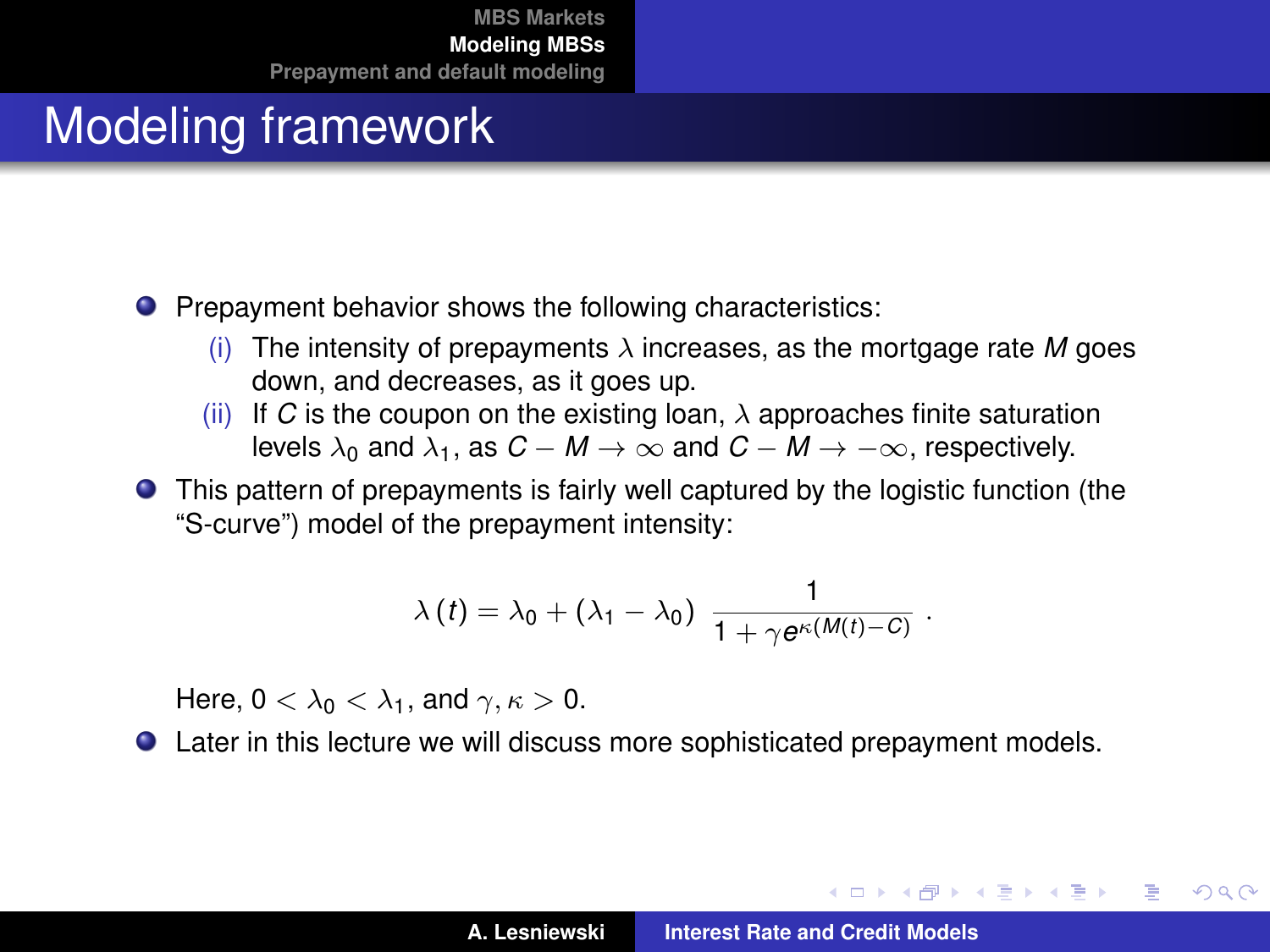# Modeling framework

- Prepayment behavior shows the following characteristics:
  - (i) The intensity of prepayments $\lambda$ increases, as the mortgage rate $M$ goes down, and decreases, as it goes up.
  - (ii) If $C$ is the coupon on the existing loan, $\lambda$ approaches finite saturation levels $\lambda_0$ and $\lambda_1$, as $C - M \to \infty$ and $C - M \to -\infty$, respectively.
- This pattern of prepayments is fairly well captured by the logistic function (the "S-curve") model of the prepayment intensity:

$$\lambda(t) = \lambda_0 + (\lambda_1 - \lambda_0) \; \frac{1}{1 + \gamma e^{\kappa(M(t) - C)}} \; .$$

  Here, $0 < \lambda_0 < \lambda_1$, and $\gamma, \kappa > 0$.
- Later in this lecture we will discuss more sophisticated prepayment models.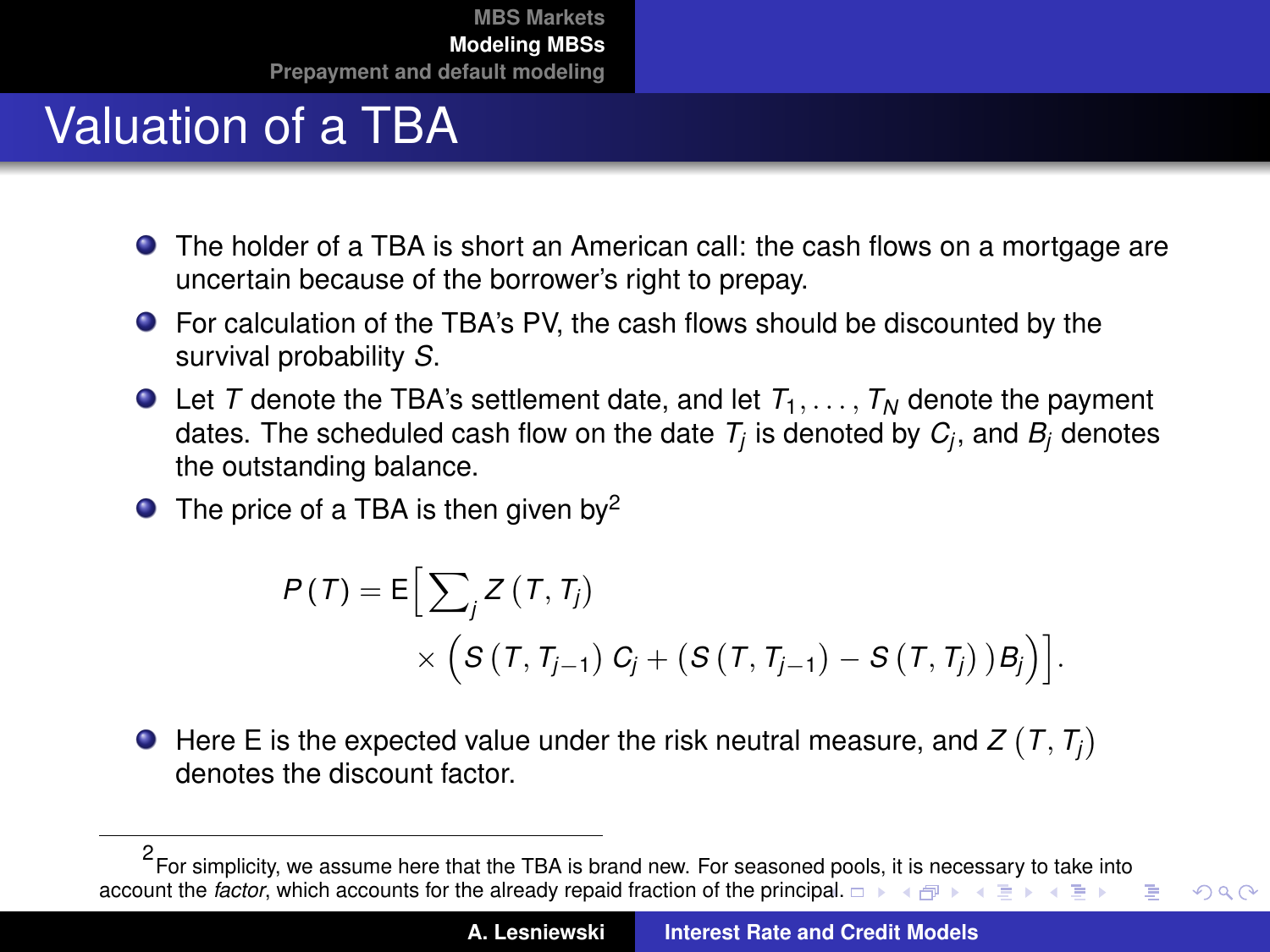# Valuation of a TBA

- The holder of a TBA is short an American call: the cash flows on a mortgage are uncertain because of the borrower's right to prepay.
- For calculation of the TBA's PV, the cash flows should be discounted by the survival probability $S$.
- Let $T$ denote the TBA's settlement date, and let $T_1, \ldots, T_N$ denote the payment dates. The scheduled cash flow on the date $T_j$ is denoted by $C_j$, and $B_j$ denotes the outstanding balance.
- The price of a TBA is then given by[2]

$$
\begin{aligned}
P(T) = \mathrm{E}\Big[ \sum\nolimits_j Z(T, T_j) \\
\times \Big( S(T, T_{j-1})\, C_j + \big( S(T, T_{j-1}) - S(T, T_j) \big) B_j \Big) \Big].
\end{aligned}
$$

- Here E is the expected value under the risk neutral measure, and $Z(T, T_j)$ denotes the discount factor.

---

[2] For simplicity, we assume here that the TBA is brand new. For seasoned pools, it is necessary to take into account the *factor*, which accounts for the already repaid fraction of the principal.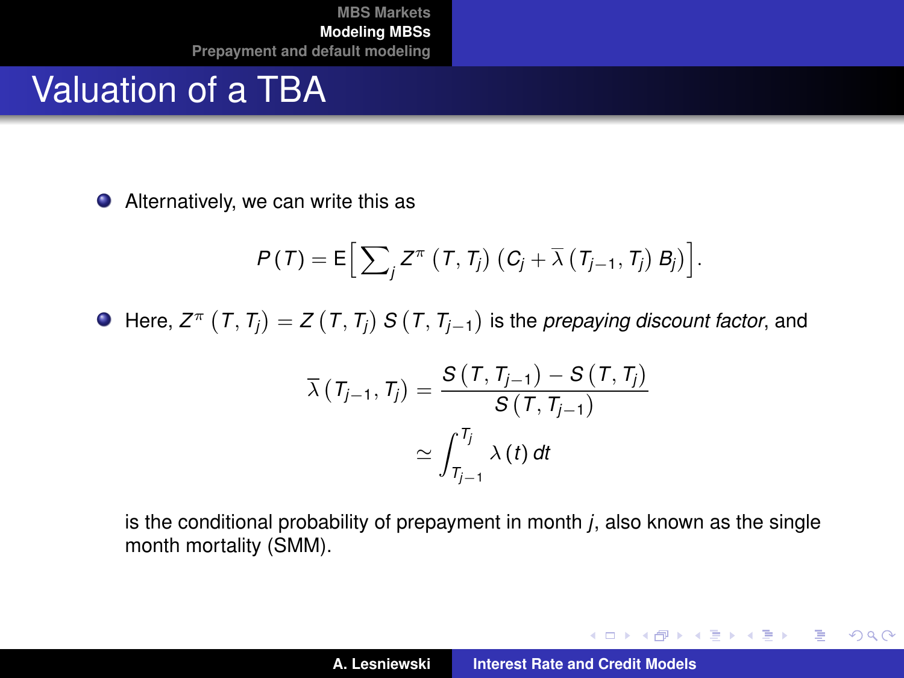# Valuation of a TBA

- Alternatively, we can write this as

$$P(T) = \mathsf{E}\Big[\sum\nolimits_j Z^{\pi}(T, T_j)\,(C_j + \overline{\lambda}(T_{j-1}, T_j)\,B_j)\Big].$$

- Here, $Z^{\pi}(T, T_j) = Z(T, T_j)\,S(T, T_{j-1})$ is the *prepaying discount factor*, and

$$\begin{aligned}\overline{\lambda}(T_{j-1}, T_j) &= \frac{S(T, T_{j-1}) - S(T, T_j)}{S(T, T_{j-1})} \\ &\simeq \int_{T_{j-1}}^{T_j} \lambda(t)\,dt\end{aligned}$$

  is the conditional probability of prepayment in month $j$, also known as the single month mortality (SMM).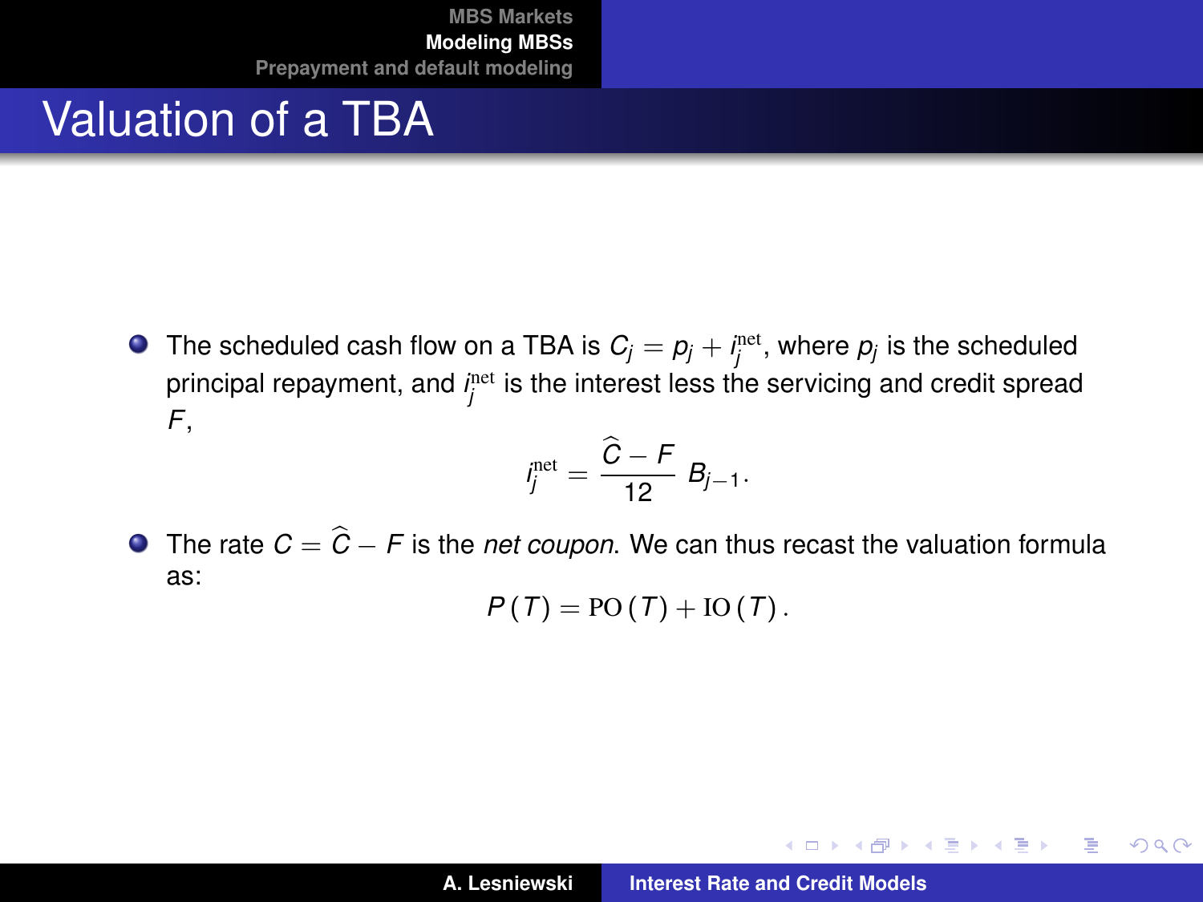# Valuation of a TBA

- The scheduled cash flow on a TBA is $C_j = p_j + i_j^{\text{net}}$, where $p_j$ is the scheduled principal repayment, and $i_j^{\text{net}}$ is the interest less the servicing and credit spread $F$,

$$i_j^{\text{net}} = \frac{\widehat{C} - F}{12} B_{j-1}.$$

- The rate $C = \widehat{C} - F$ is the *net coupon*. We can thus recast the valuation formula as:

$$P(T) = \text{PO}(T) + \text{IO}(T).$$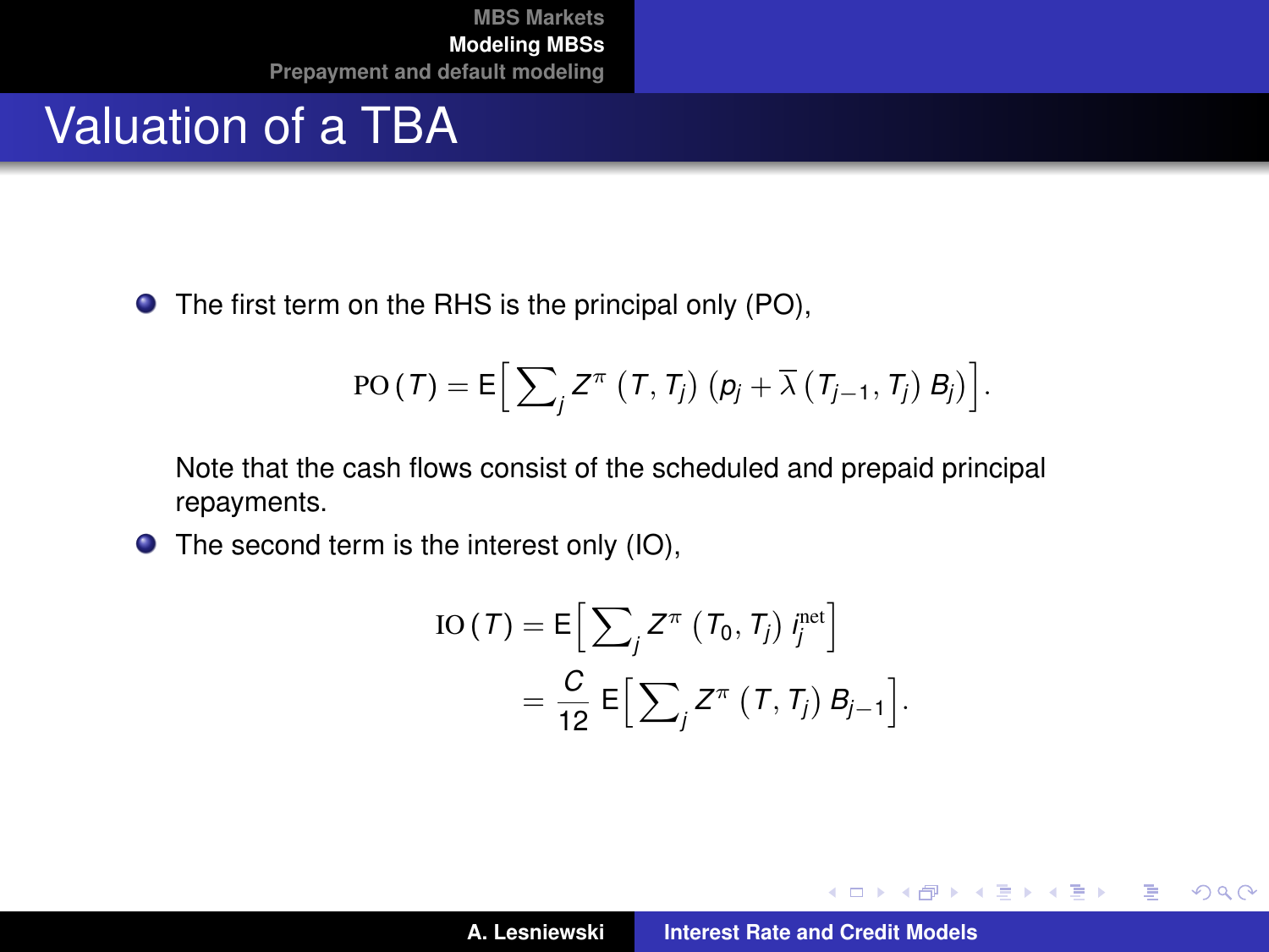# Valuation of a TBA

- The first term on the RHS is the principal only (PO),

$$\mathrm{PO}(T) = \mathsf{E}\Big[\sum\nolimits_j Z^{\pi}(T, T_j)\,(p_j + \overline{\lambda}(T_{j-1}, T_j)\,B_j)\Big].$$

  Note that the cash flows consist of the scheduled and prepaid principal repayments.

- The second term is the interest only (IO),

$$\begin{aligned}
\mathrm{IO}(T) &= \mathsf{E}\Big[\sum\nolimits_j Z^{\pi}(T_0, T_j)\, i_j^{\mathrm{net}}\Big] \\
&= \frac{C}{12}\,\mathsf{E}\Big[\sum\nolimits_j Z^{\pi}(T, T_j)\, B_{j-1}\Big].
\end{aligned}$$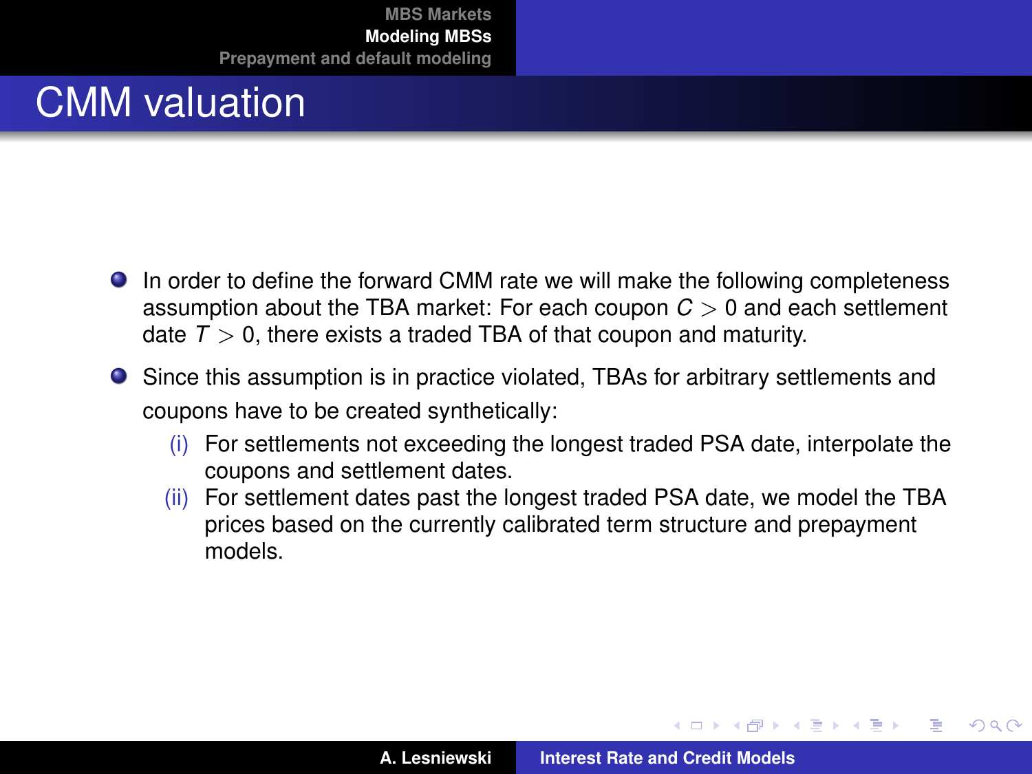# CMM valuation

- In order to define the forward CMM rate we will make the following completeness assumption about the TBA market: For each coupon $C > 0$ and each settlement date $T > 0$, there exists a traded TBA of that coupon and maturity.
- Since this assumption is in practice violated, TBAs for arbitrary settlements and coupons have to be created synthetically:
  - (i) For settlements not exceeding the longest traded PSA date, interpolate the coupons and settlement dates.
  - (ii) For settlement dates past the longest traded PSA date, we model the TBA prices based on the currently calibrated term structure and prepayment models.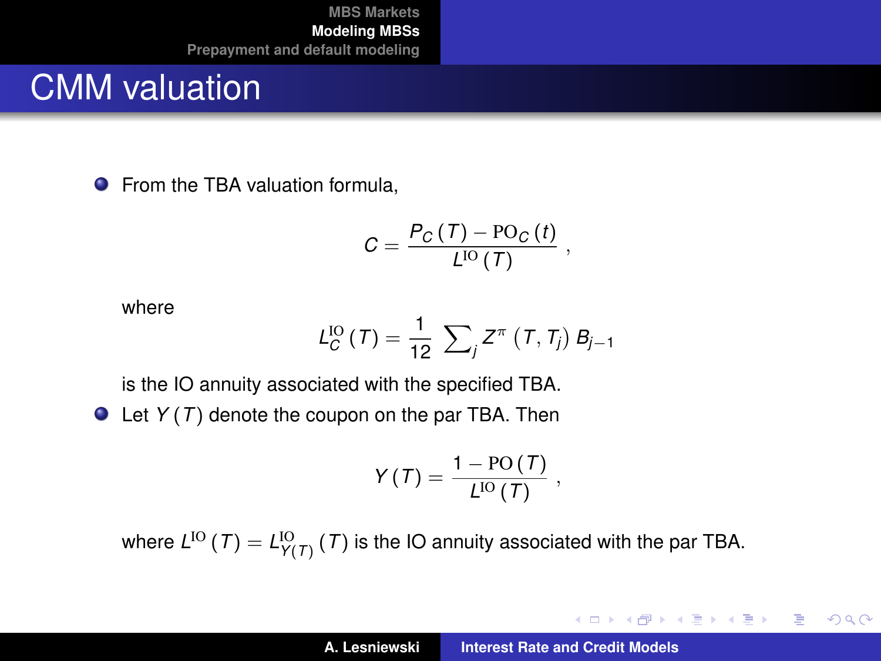# CMM valuation

- From the TBA valuation formula,

$$C = \frac{P_C(T) - \mathrm{PO}_C(t)}{L^{\mathrm{IO}}(T)} ,$$

  where

$$L_C^{\mathrm{IO}}(T) = \frac{1}{12} \sum\nolimits_j Z^{\pi}(T, T_j)\, B_{j-1}$$

  is the IO annuity associated with the specified TBA.

- Let $Y(T)$ denote the coupon on the par TBA. Then

$$Y(T) = \frac{1 - \mathrm{PO}(T)}{L^{\mathrm{IO}}(T)} ,$$

  where $L^{\mathrm{IO}}(T) = L^{\mathrm{IO}}_{Y(T)}(T)$ is the IO annuity associated with the par TBA.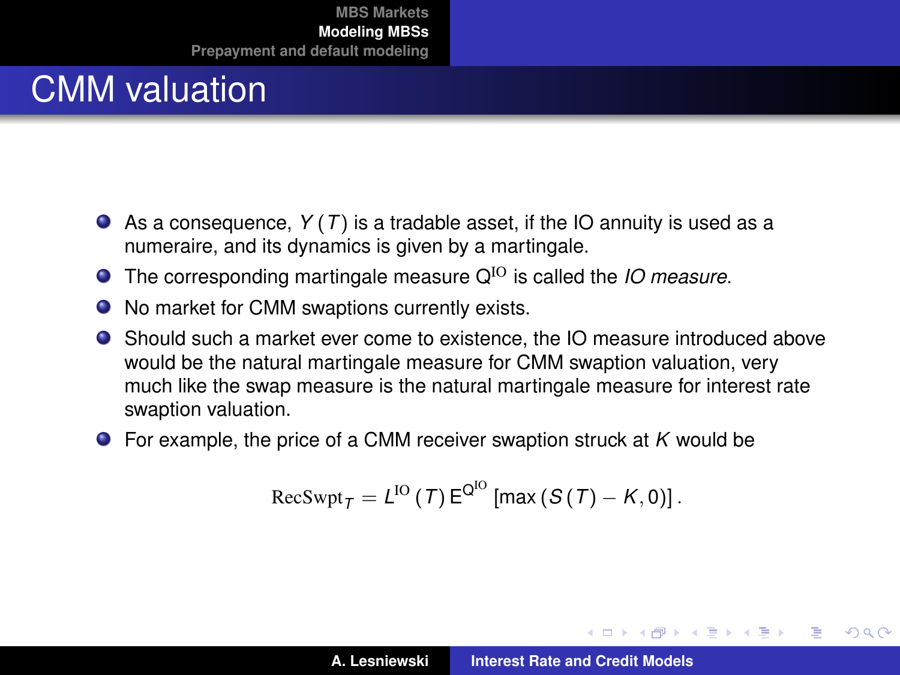# CMM valuation

- As a consequence, $Y(T)$ is a tradable asset, if the IO annuity is used as a numeraire, and its dynamics is given by a martingale.
- The corresponding martingale measure $\mathsf{Q}^{\mathrm{IO}}$ is called the *IO measure*.
- No market for CMM swaptions currently exists.
- Should such a market ever come to existence, the IO measure introduced above would be the natural martingale measure for CMM swaption valuation, very much like the swap measure is the natural martingale measure for interest rate swaption valuation.
- For example, the price of a CMM receiver swaption struck at $K$ would be

$$
\mathrm{RecSwpt}_T = L^{\mathrm{IO}}(T)\,\mathsf{E}^{\mathsf{Q}^{\mathrm{IO}}}\left[\max\left(S(T) - K, 0\right)\right].
$$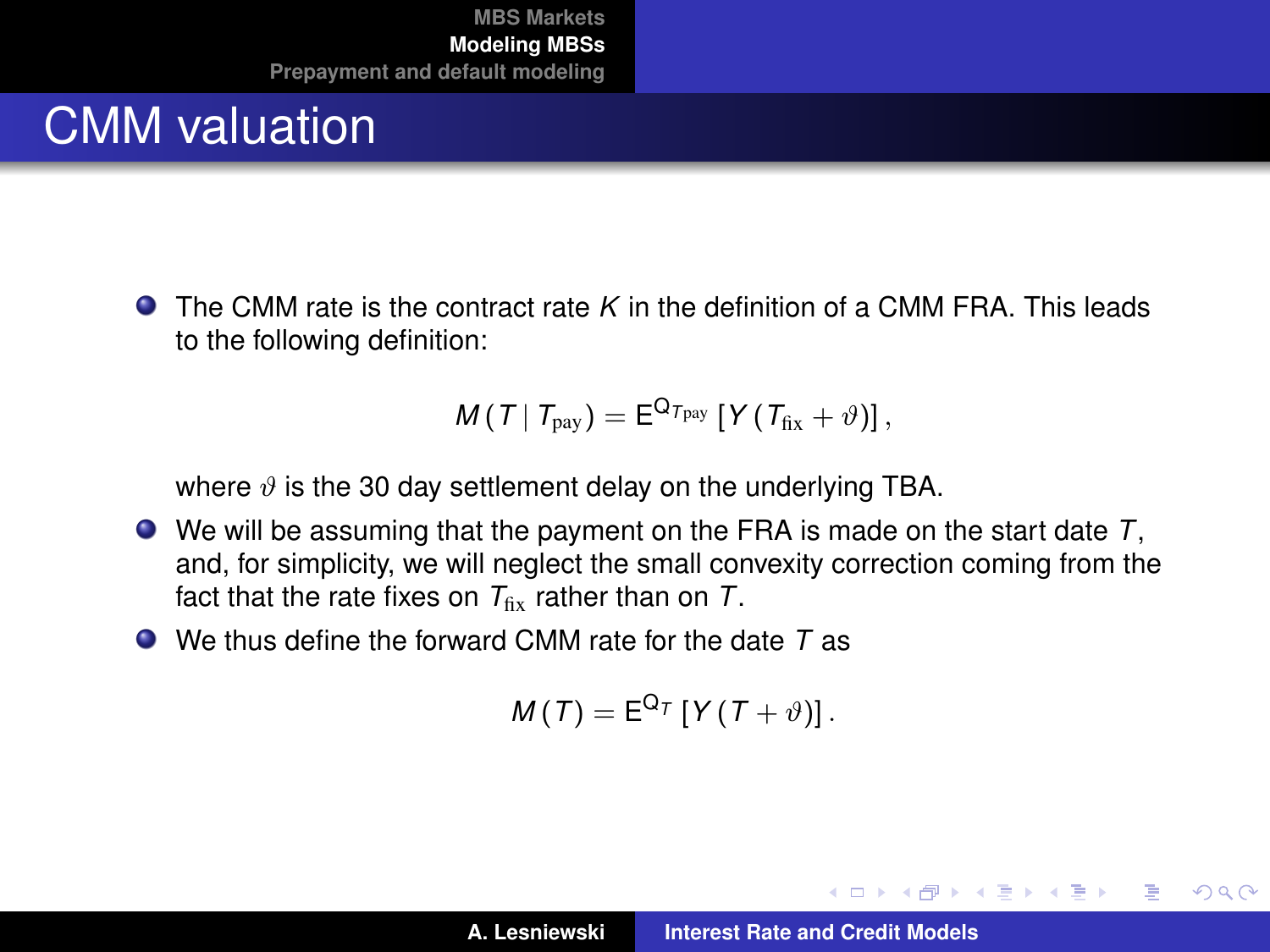# CMM valuation

- The CMM rate is the contract rate $K$ in the definition of a CMM FRA. This leads to the following definition:

$$M(T \mid T_{\mathrm{pay}}) = \mathsf{E}^{\mathsf{Q}_{T_{\mathrm{pay}}}}\left[Y(T_{\mathrm{fix}} + \vartheta)\right],$$

  where $\vartheta$ is the 30 day settlement delay on the underlying TBA.

- We will be assuming that the payment on the FRA is made on the start date $T$, and, for simplicity, we will neglect the small convexity correction coming from the fact that the rate fixes on $T_{\mathrm{fix}}$ rather than on $T$.

- We thus define the forward CMM rate for the date $T$ as

$$M(T) = \mathsf{E}^{\mathsf{Q}_{T}}\left[Y(T + \vartheta)\right].$$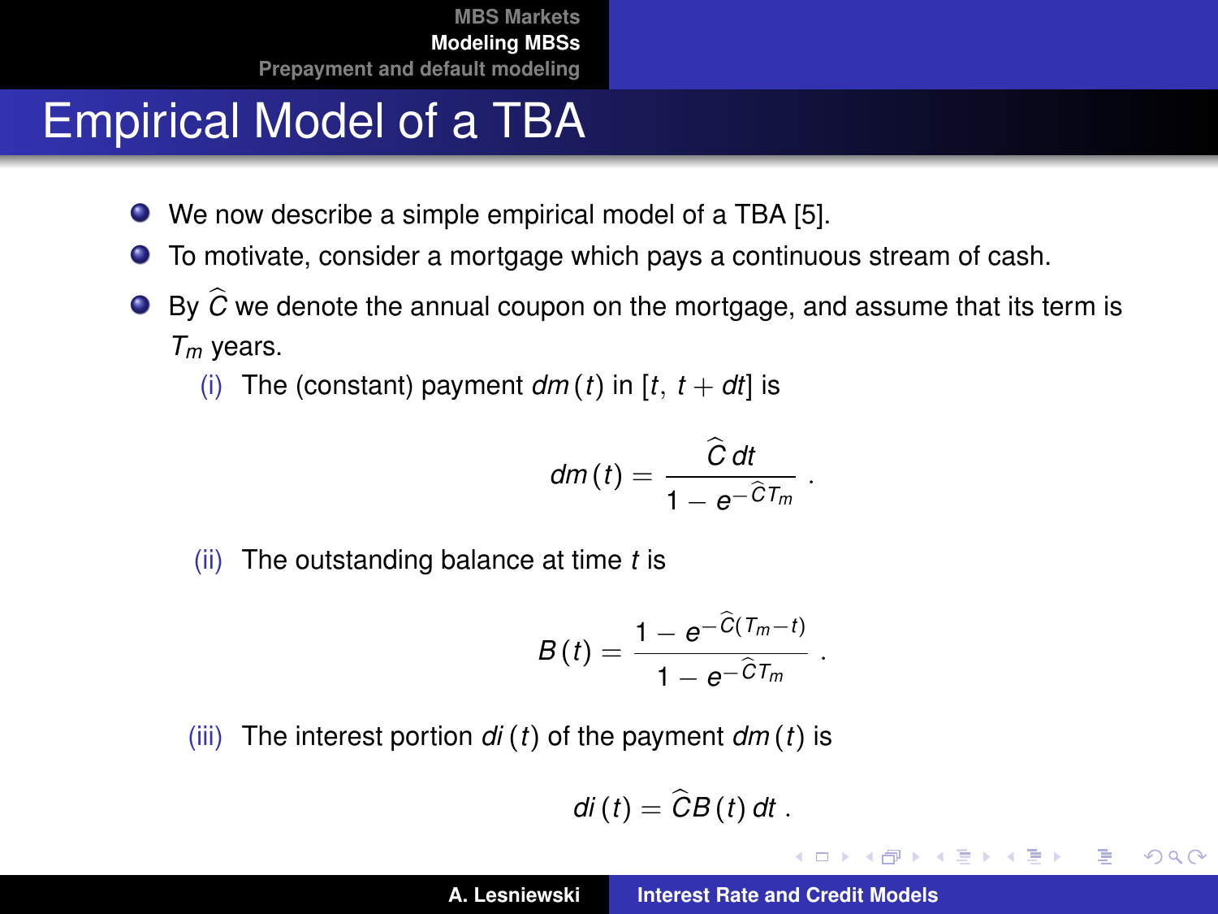# Empirical Model of a TBA

- We now describe a simple empirical model of a TBA [5].
- To motivate, consider a mortgage which pays a continuous stream of cash.
- By $\widehat{C}$ we denote the annual coupon on the mortgage, and assume that its term is $T_m$ years.
  - (i) The (constant) payment $dm(t)$ in $[t, t + dt]$ is

$$dm(t) = \frac{\widehat{C}\, dt}{1 - e^{-\widehat{C} T_m}} .$$

  - (ii) The outstanding balance at time $t$ is

$$B(t) = \frac{1 - e^{-\widehat{C}(T_m - t)}}{1 - e^{-\widehat{C} T_m}} .$$

  - (iii) The interest portion $di(t)$ of the payment $dm(t)$ is

$$di(t) = \widehat{C} B(t)\, dt .$$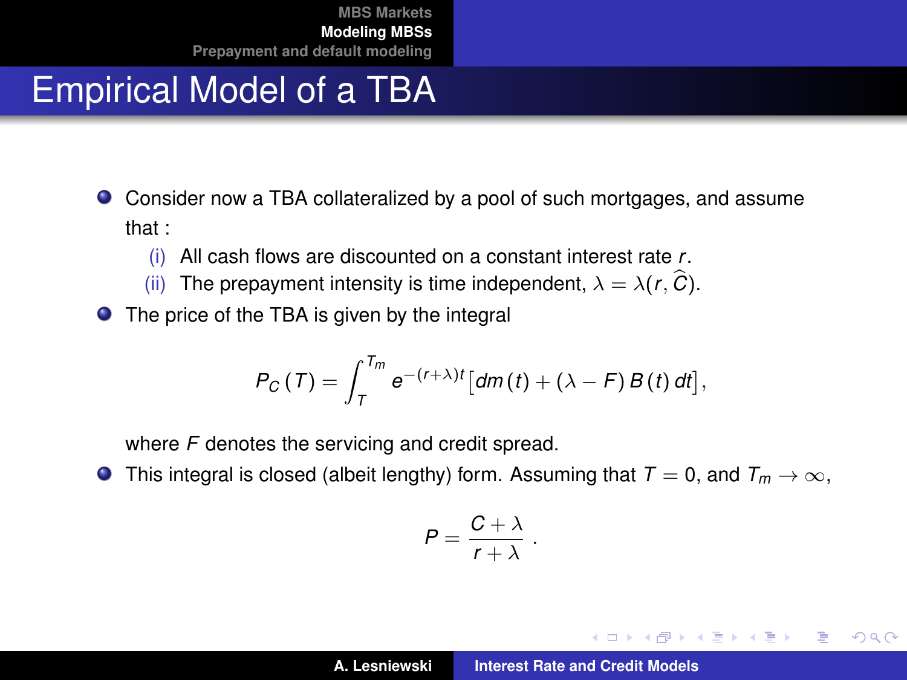# Empirical Model of a TBA

- Consider now a TBA collateralized by a pool of such mortgages, and assume that :
  - (i) All cash flows are discounted on a constant interest rate $r$.
  - (ii) The prepayment intensity is time independent, $\lambda = \lambda(r, \widehat{C})$.
- The price of the TBA is given by the integral

$$P_C(T) = \int_T^{T_m} e^{-(r+\lambda)t} \big[ dm(t) + (\lambda - F) B(t)\, dt \big],$$

  where $F$ denotes the servicing and credit spread.

- This integral is closed (albeit lengthy) form. Assuming that $T = 0$, and $T_m \to \infty$,

$$P = \frac{C + \lambda}{r + \lambda}\ .$$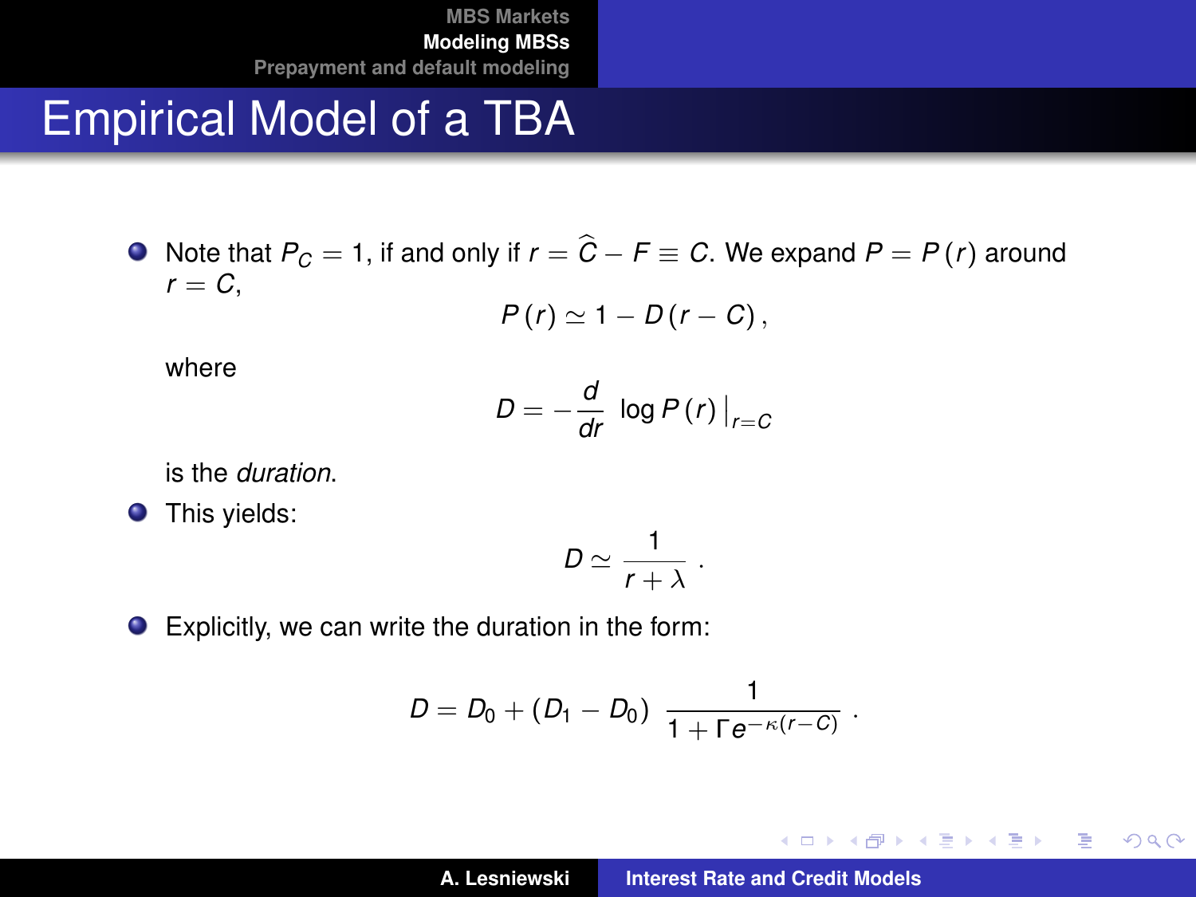# Empirical Model of a TBA

- Note that $P_C = 1$, if and only if $r = \widehat{C} - F \equiv C$. We expand $P = P(r)$ around $r = C$,

$$P(r) \simeq 1 - D(r - C),$$

where

$$D = -\frac{d}{dr} \log P(r)\big|_{r=C}$$

is the *duration*.

- This yields:

$$D \simeq \frac{1}{r + \lambda}.$$

- Explicitly, we can write the duration in the form:

$$D = D_0 + (D_1 - D_0) \frac{1}{1 + \Gamma e^{-\kappa(r-C)}}.$$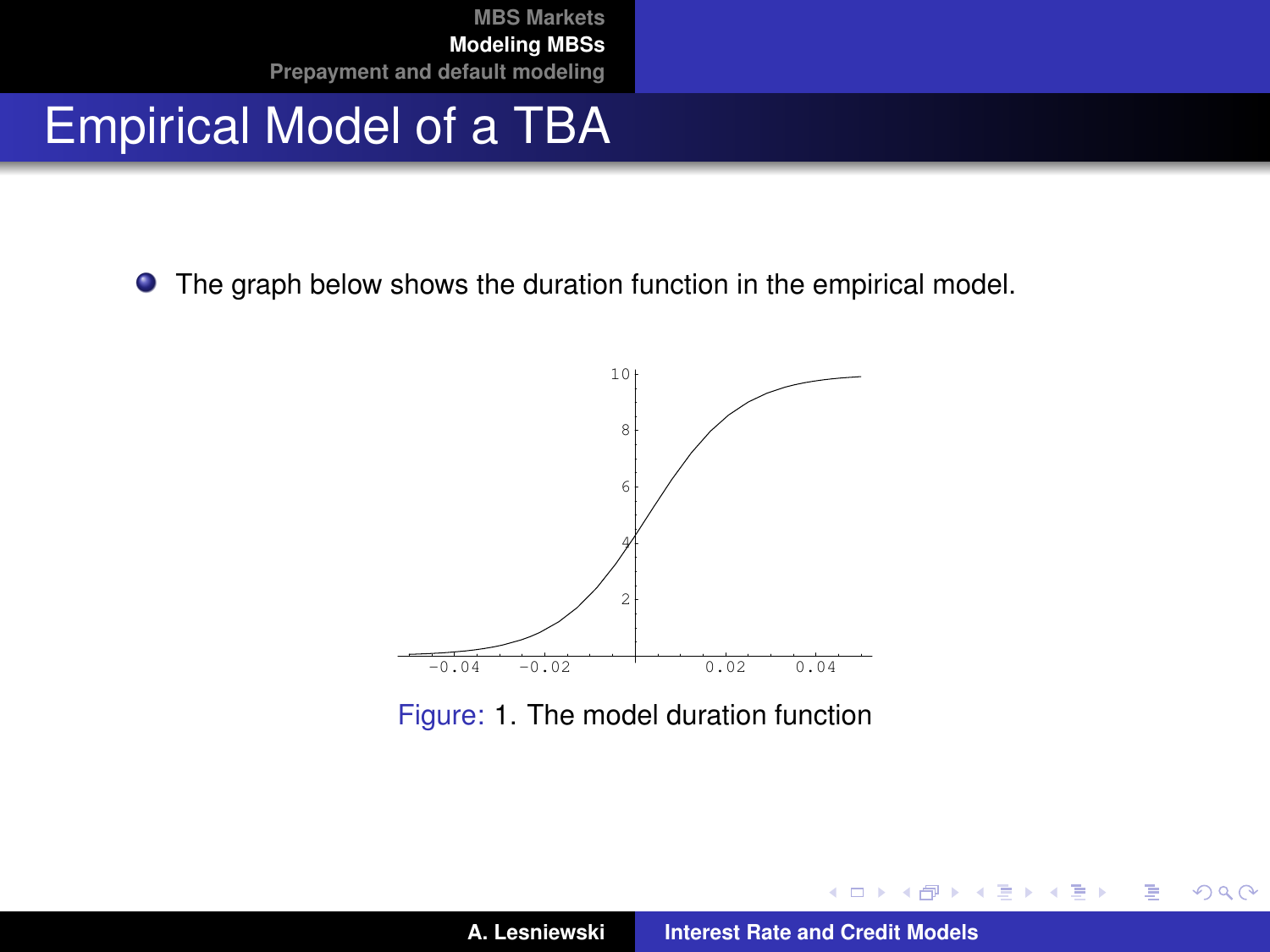# Empirical Model of a TBA

- The graph below shows the duration function in the empirical model.

Figure: 1. The model duration function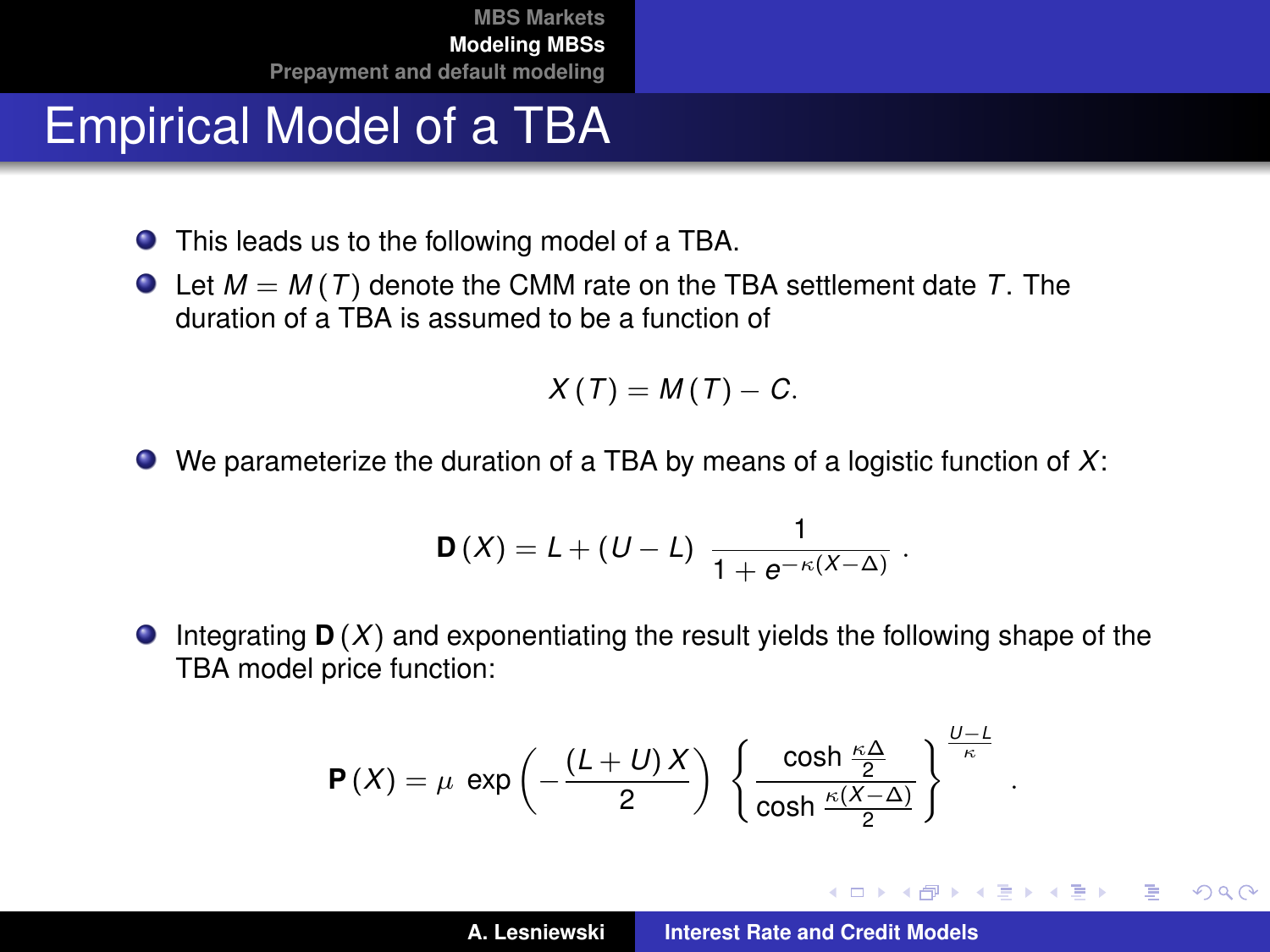# Empirical Model of a TBA

- This leads us to the following model of a TBA.
- Let $M = M(T)$ denote the CMM rate on the TBA settlement date $T$. The duration of a TBA is assumed to be a function of

$$X(T) = M(T) - C.$$

- We parameterize the duration of a TBA by means of a logistic function of $X$:

$$\mathbf{D}(X) = L + (U - L)\,\frac{1}{1 + e^{-\kappa(X-\Delta)}}\,.$$

- Integrating $\mathbf{D}(X)$ and exponentiating the result yields the following shape of the TBA model price function:

$$\mathbf{P}(X) = \mu\,\exp\left(-\frac{(L+U)\,X}{2}\right)\left\{\frac{\cosh\frac{\kappa\Delta}{2}}{\cosh\frac{\kappa(X-\Delta)}{2}}\right\}^{\frac{U-L}{\kappa}}\,.$$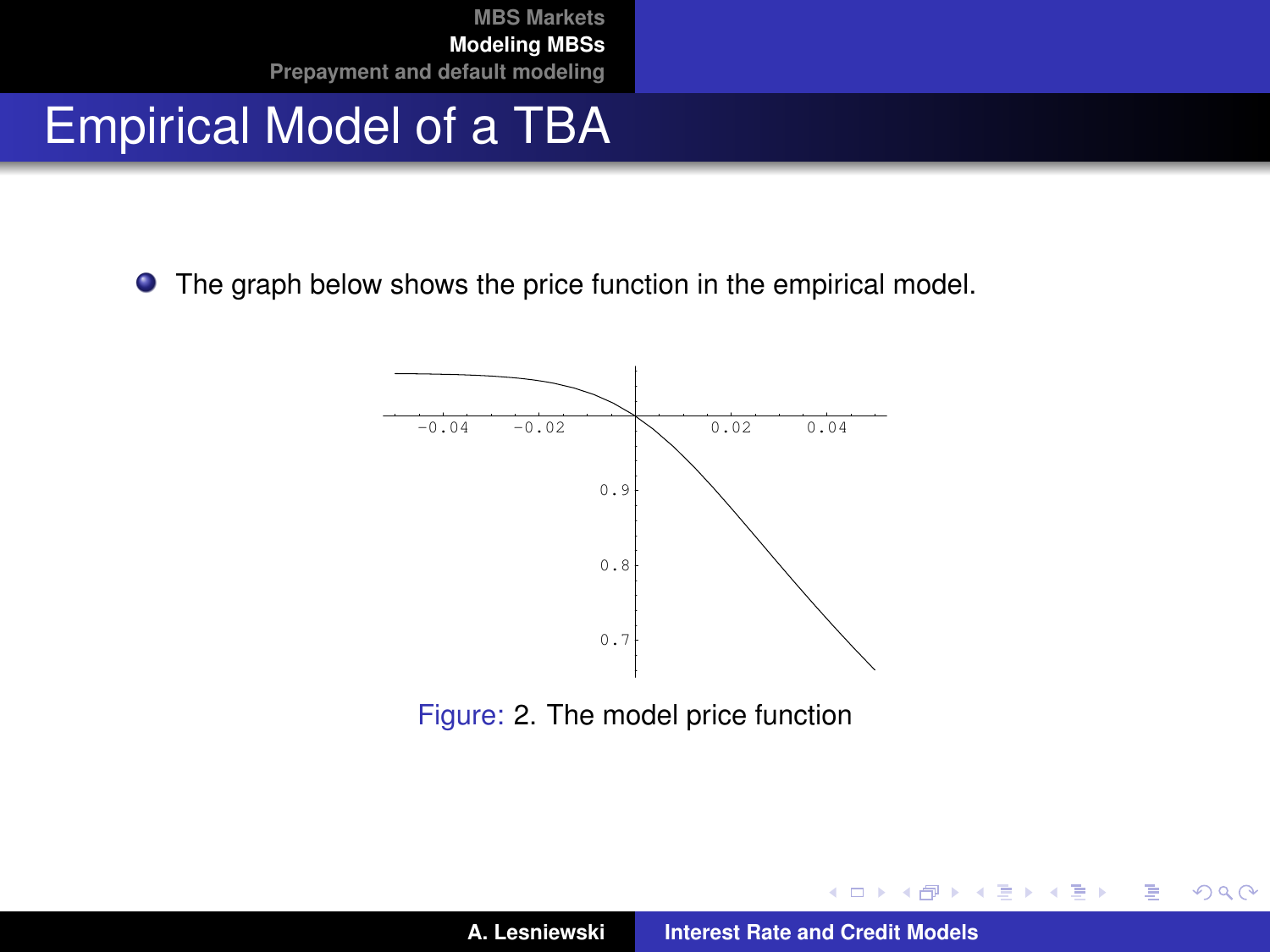# Empirical Model of a TBA

- The graph below shows the price function in the empirical model.

Figure: 2. The model price function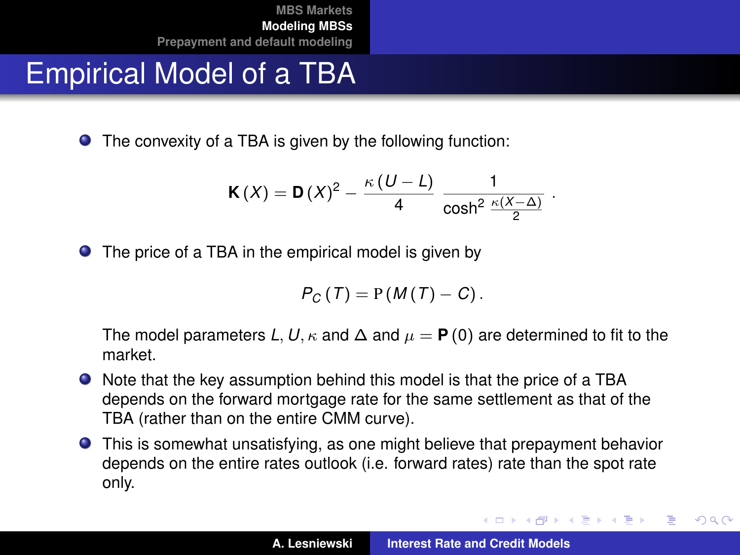# Empirical Model of a TBA

- The convexity of a TBA is given by the following function:

$$\mathbf{K}(X) = \mathbf{D}(X)^2 - \frac{\kappa(U-L)}{4} \frac{1}{\cosh^2 \frac{\kappa(X-\Delta)}{2}}.$$

- The price of a TBA in the empirical model is given by

$$P_C(T) = \mathrm{P}(M(T) - C).$$

  The model parameters $L, U, \kappa$ and $\Delta$ and $\mu = \mathbf{P}(0)$ are determined to fit to the market.

- Note that the key assumption behind this model is that the price of a TBA depends on the forward mortgage rate for the same settlement as that of the TBA (rather than on the entire CMM curve).
- This is somewhat unsatisfying, as one might believe that prepayment behavior depends on the entire rates outlook (i.e. forward rates) rate than the spot rate only.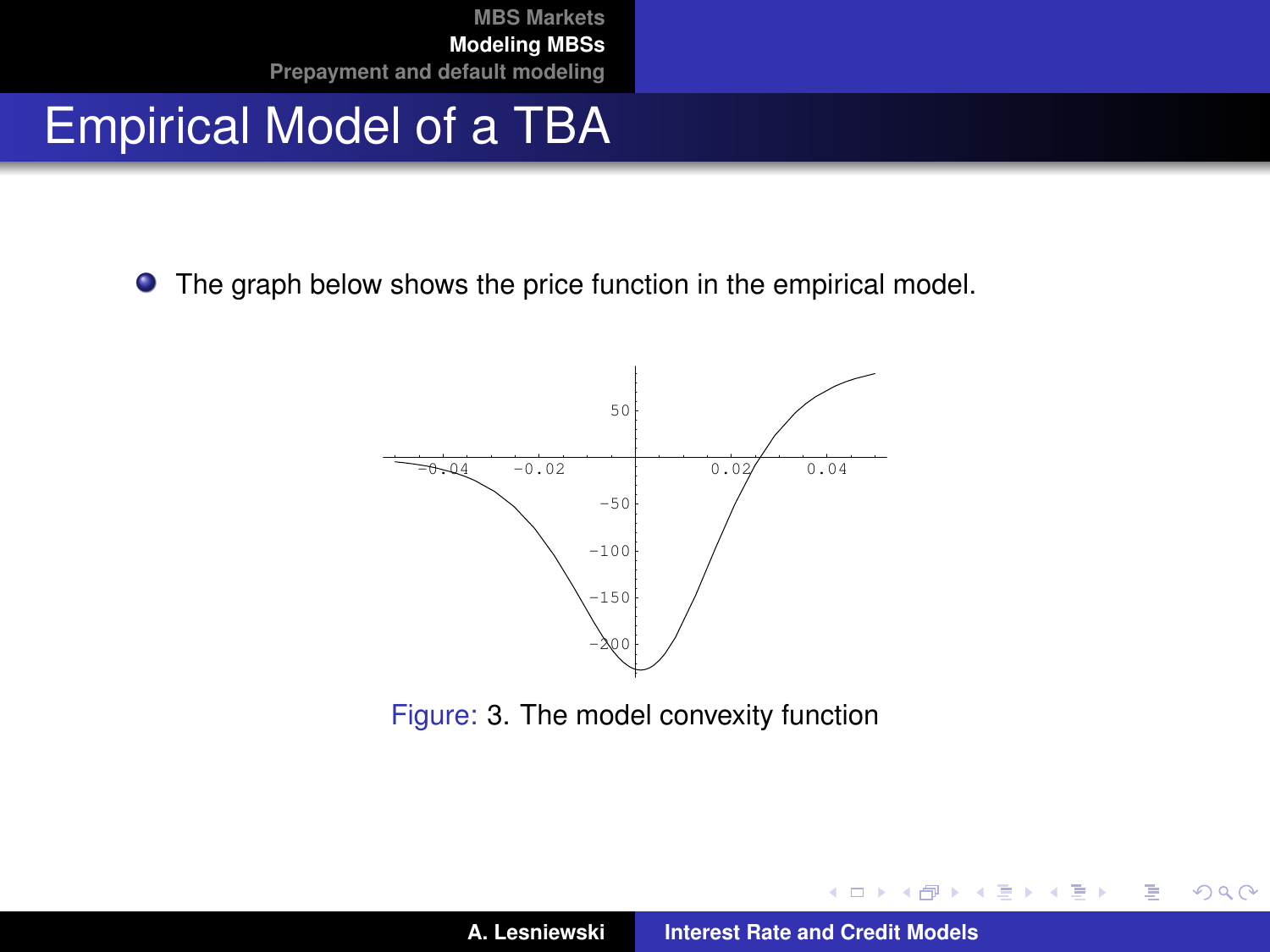# Empirical Model of a TBA

- The graph below shows the price function in the empirical model.

Figure: 3. The model convexity function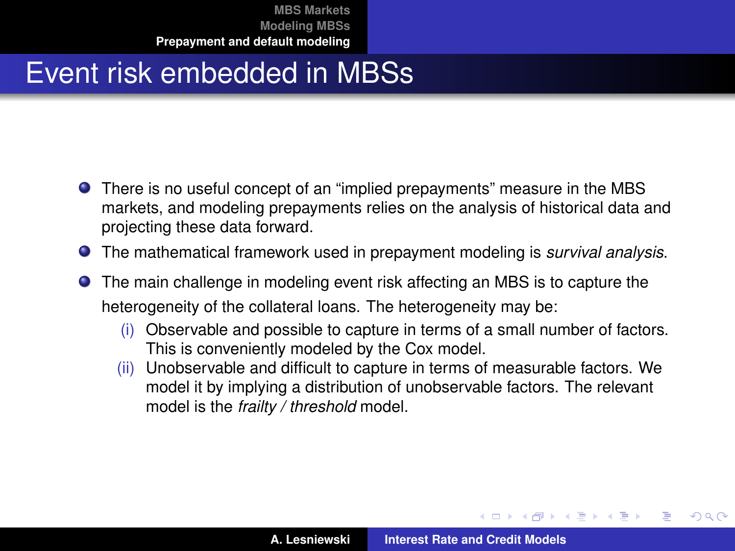# Event risk embedded in MBSs

- There is no useful concept of an "implied prepayments" measure in the MBS markets, and modeling prepayments relies on the analysis of historical data and projecting these data forward.
- The mathematical framework used in prepayment modeling is *survival analysis*.
- The main challenge in modeling event risk affecting an MBS is to capture the heterogeneity of the collateral loans. The heterogeneity may be:
  - (i) Observable and possible to capture in terms of a small number of factors. This is conveniently modeled by the Cox model.
  - (ii) Unobservable and difficult to capture in terms of measurable factors. We model it by implying a distribution of unobservable factors. The relevant model is the *frailty / threshold* model.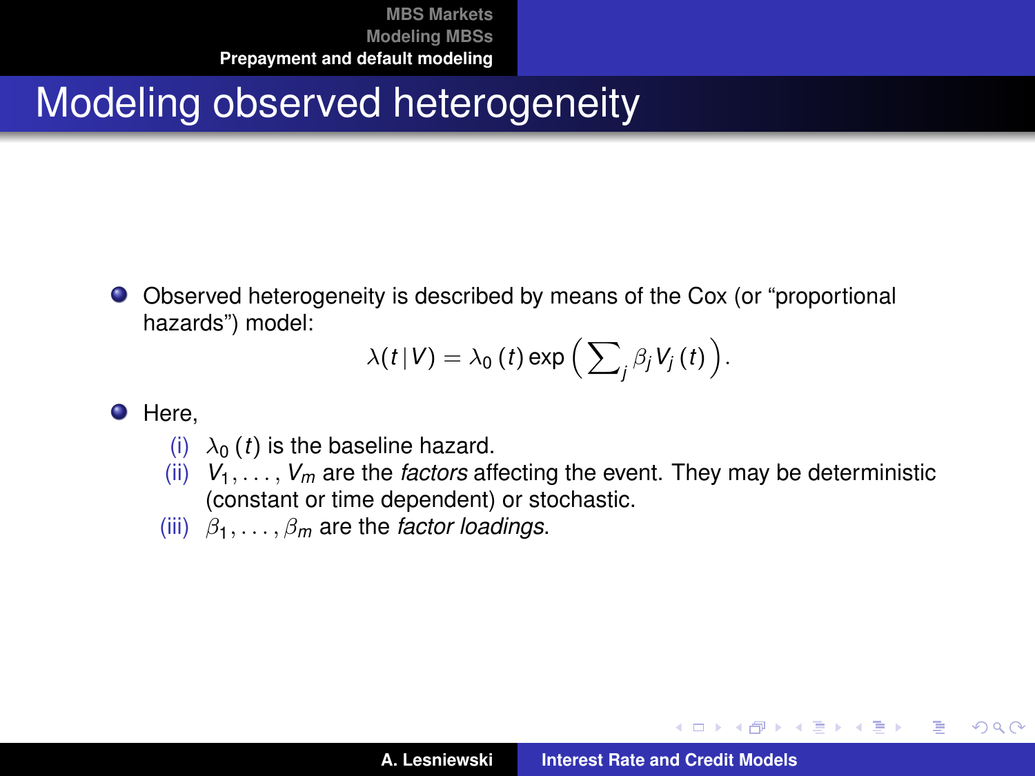# Modeling observed heterogeneity

- Observed heterogeneity is described by means of the Cox (or "proportional hazards") model:

$$\lambda(t \,|\, V) = \lambda_0\,(t) \exp\Big(\sum\nolimits_j \beta_j V_j\,(t)\Big).$$

- Here,
  - (i) $\lambda_0\,(t)$ is the baseline hazard.
  - (ii) $V_1, \ldots, V_m$ are the *factors* affecting the event. They may be deterministic (constant or time dependent) or stochastic.
  - (iii) $\beta_1, \ldots, \beta_m$ are the *factor loadings*.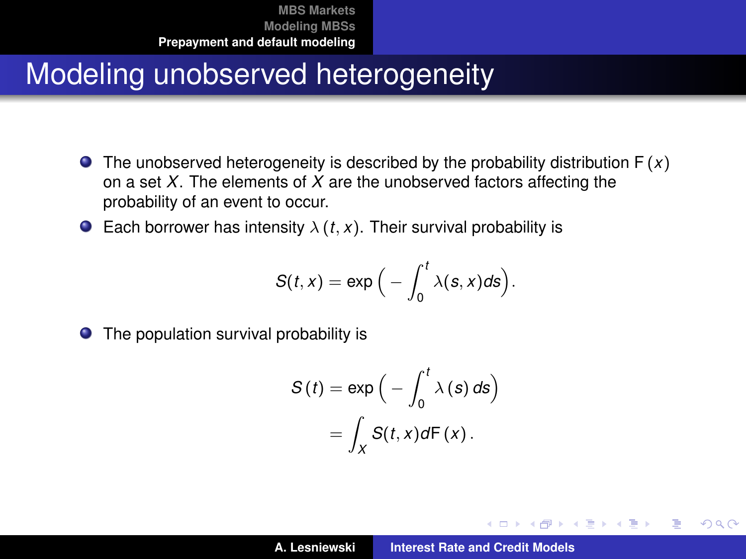# Modeling unobserved heterogeneity

- The unobserved heterogeneity is described by the probability distribution $\mathrm{F}(x)$ on a set $X$. The elements of $X$ are the unobserved factors affecting the probability of an event to occur.
- Each borrower has intensity $\lambda(t, x)$. Their survival probability is

$$S(t, x) = \exp\Big( - \int_0^t \lambda(s, x) ds \Big).$$

- The population survival probability is

$$\begin{aligned} S(t) &= \exp\Big( - \int_0^t \lambda(s)\, ds \Big) \\ &= \int_X S(t, x) d\mathrm{F}(x). \end{aligned}$$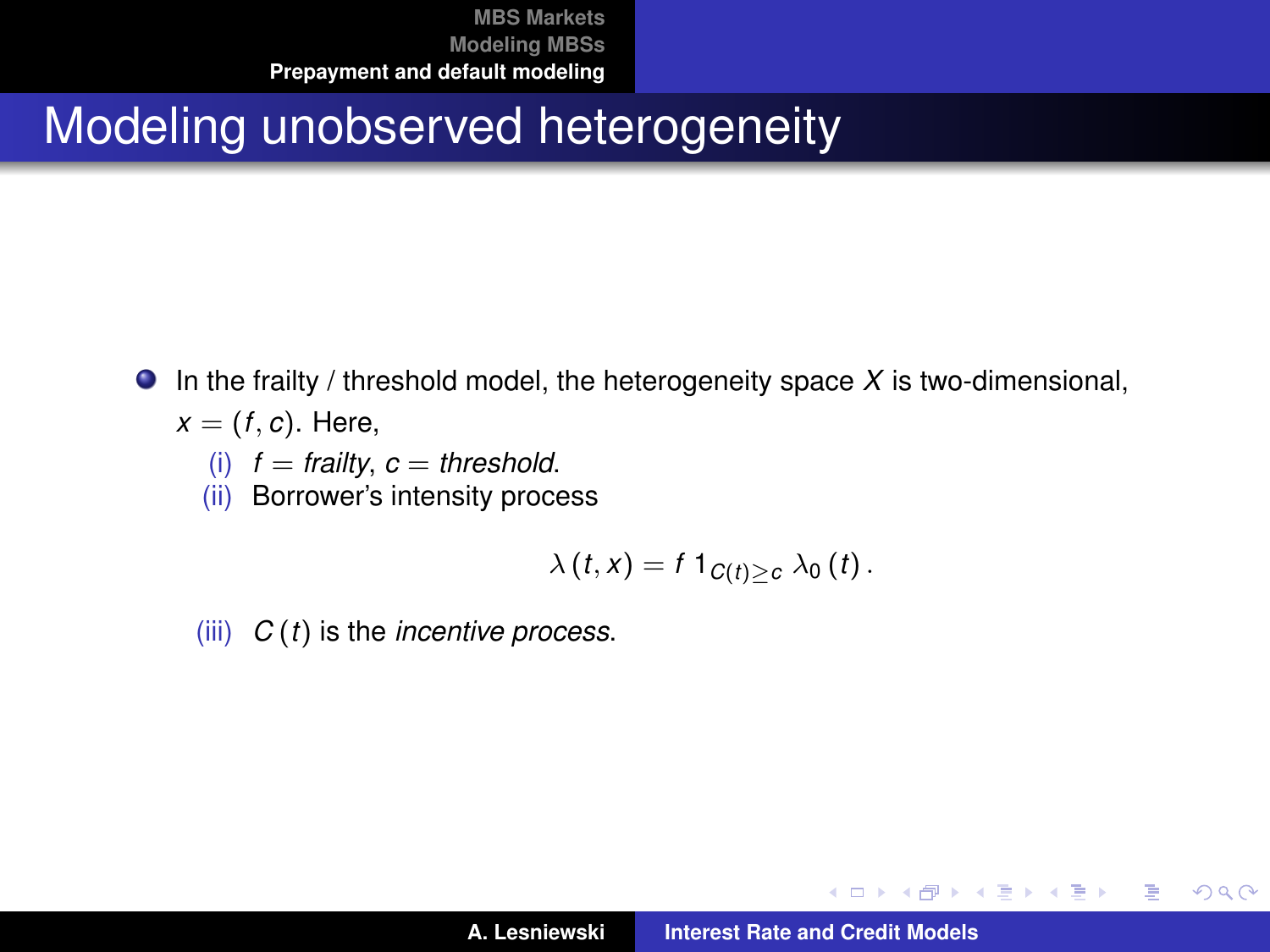# Modeling unobserved heterogeneity

- In the frailty / threshold model, the heterogeneity space $X$ is two-dimensional, $x = (f, c)$. Here,
  - (i) $f =$ *frailty*, $c =$ *threshold*.
  - (ii) Borrower's intensity process

$$\lambda(t, x) = f \, 1_{C(t) \geq c} \, \lambda_0(t) \, .$$

  - (iii) $C(t)$ is the *incentive process*.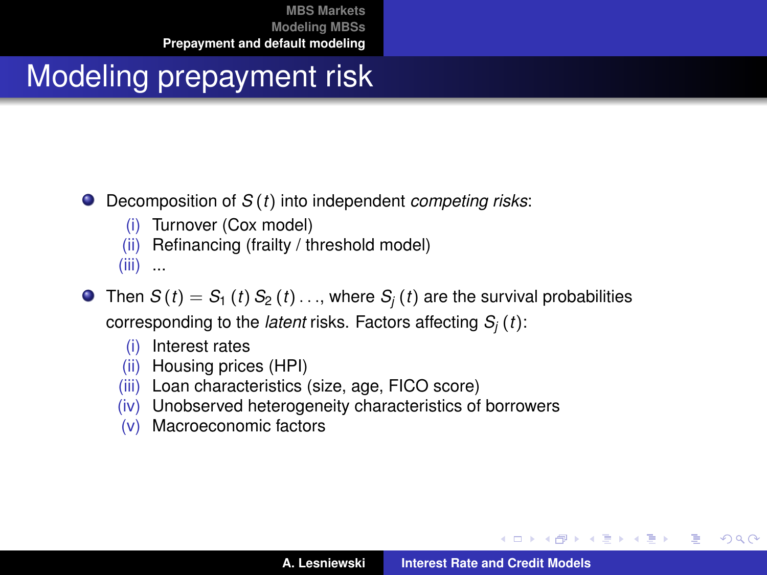# Modeling prepayment risk

- Decomposition of $S(t)$ into independent *competing risks*:
  - (i) Turnover (Cox model)
  - (ii) Refinancing (frailty / threshold model)
  - (iii) ...
- Then $S(t) = S_1(t)\, S_2(t) \ldots$, where $S_j(t)$ are the survival probabilities corresponding to the *latent* risks. Factors affecting $S_j(t)$:
  - (i) Interest rates
  - (ii) Housing prices (HPI)
  - (iii) Loan characteristics (size, age, FICO score)
  - (iv) Unobserved heterogeneity characteristics of borrowers
  - (v) Macroeconomic factors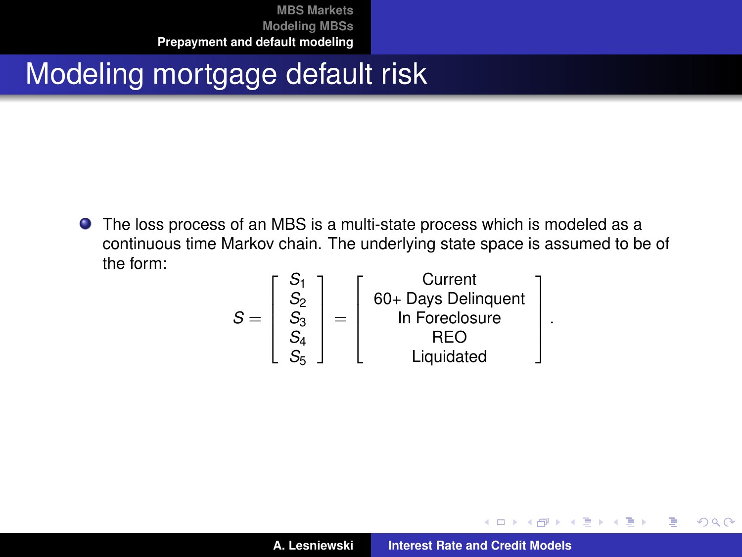# Modeling mortgage default risk

- The loss process of an MBS is a multi-state process which is modeled as a continuous time Markov chain. The underlying state space is assumed to be of the form:

$$
S = \begin{bmatrix} S_1 \\ S_2 \\ S_3 \\ S_4 \\ S_5 \end{bmatrix} = \begin{bmatrix} \text{Current} \\ \text{60+ Days Delinquent} \\ \text{In Foreclosure} \\ \text{REO} \\ \text{Liquidated} \end{bmatrix} .
$$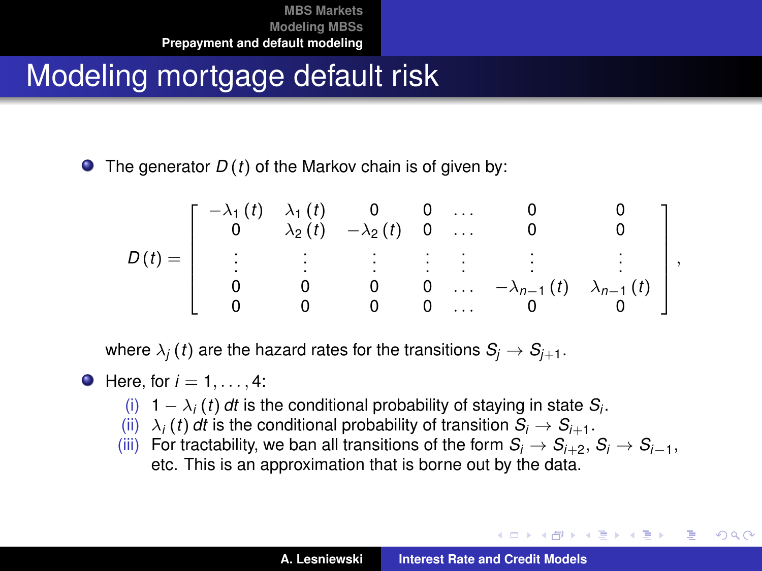# Modeling mortgage default risk

- The generator $D(t)$ of the Markov chain is of given by:

$$D(t) = \begin{bmatrix} -\lambda_1(t) & \lambda_1(t) & 0 & 0 & \dots & 0 & 0 \\ 0 & \lambda_2(t) & -\lambda_2(t) & 0 & \dots & 0 & 0 \\ \vdots & \vdots & \vdots & \vdots & \vdots & \vdots & \vdots \\ 0 & 0 & 0 & 0 & \dots & -\lambda_{n-1}(t) & \lambda_{n-1}(t) \\ 0 & 0 & 0 & 0 & \dots & 0 & 0 \end{bmatrix},$$

  where $\lambda_j(t)$ are the hazard rates for the transitions $S_j \to S_{j+1}$.

- Here, for $i = 1, \dots, 4$:
  - (i) $1 - \lambda_i(t)\,dt$ is the conditional probability of staying in state $S_i$.
  - (ii) $\lambda_i(t)\,dt$ is the conditional probability of transition $S_i \to S_{i+1}$.
  - (iii) For tractability, we ban all transitions of the form $S_i \to S_{i+2}$, $S_i \to S_{i-1}$, etc. This is an approximation that is borne out by the data.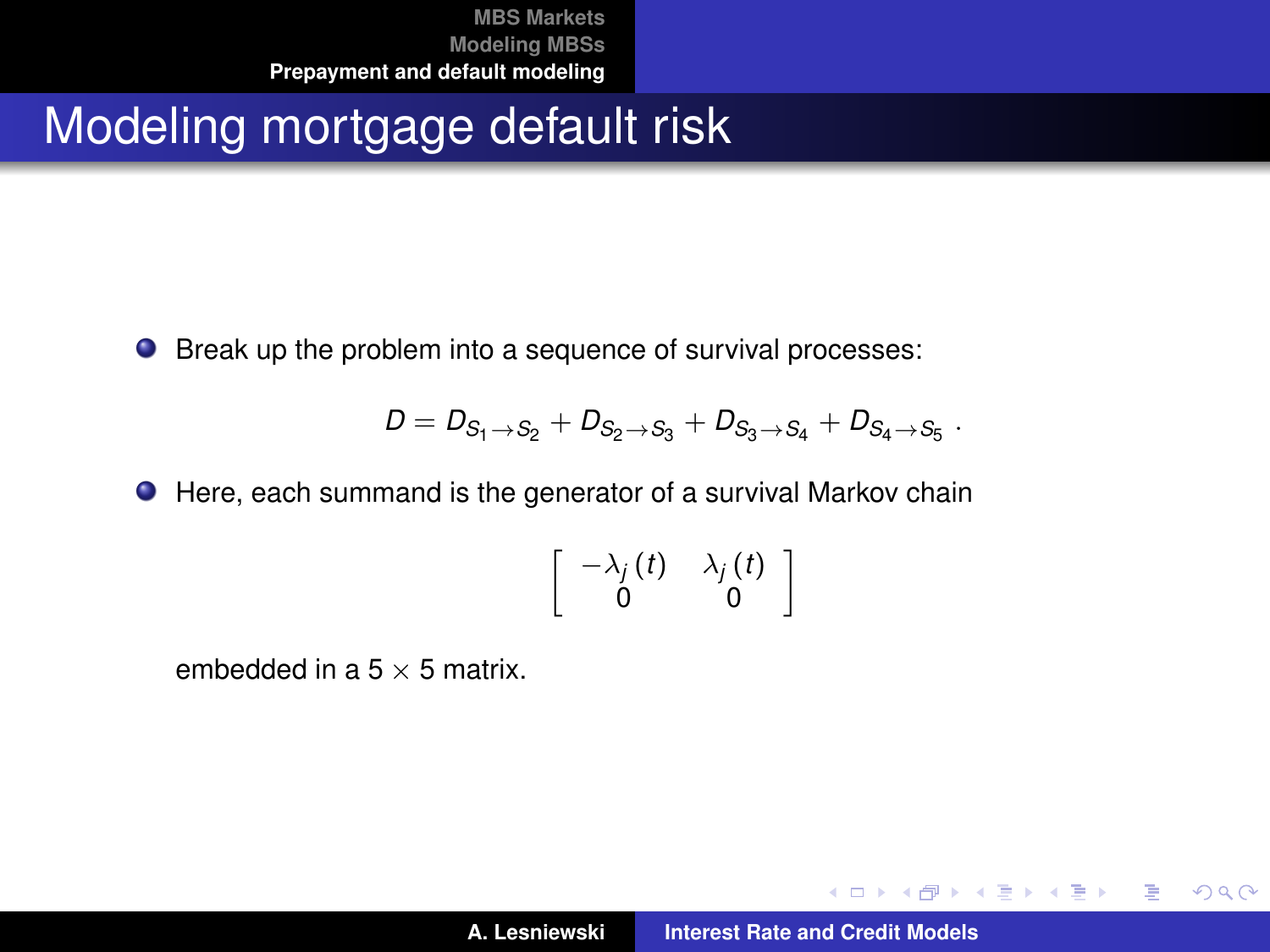# Modeling mortgage default risk

- Break up the problem into a sequence of survival processes:

$$D = D_{S_1 \to S_2} + D_{S_2 \to S_3} + D_{S_3 \to S_4} + D_{S_4 \to S_5} .$$

- Here, each summand is the generator of a survival Markov chain

$$\begin{bmatrix} -\lambda_j(t) & \lambda_j(t) \\ 0 & 0 \end{bmatrix}$$

embedded in a $5 \times 5$ matrix.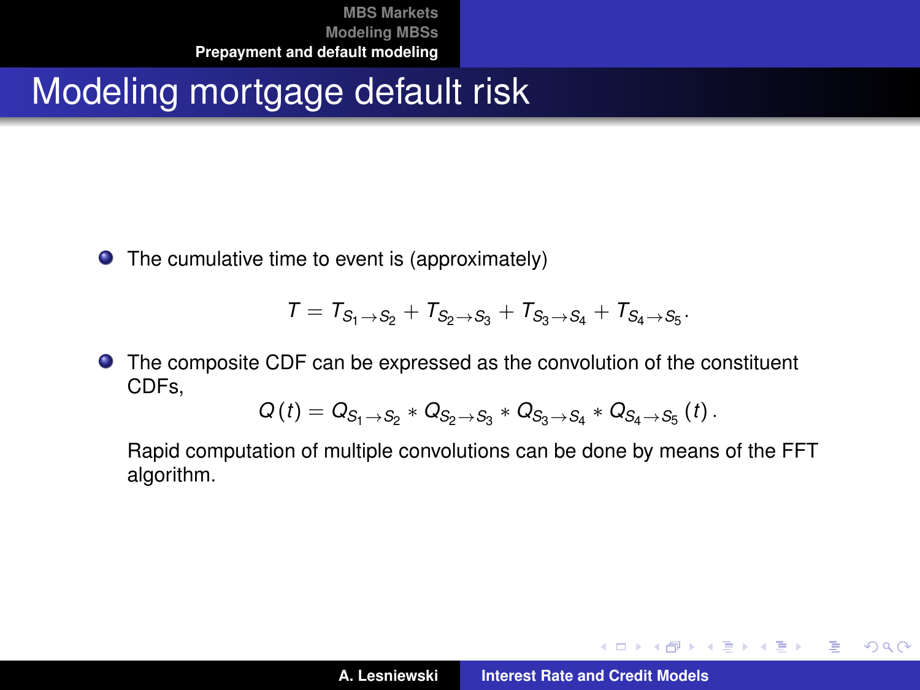# Modeling mortgage default risk

- The cumulative time to event is (approximately)

$$T = T_{S_1 \to S_2} + T_{S_2 \to S_3} + T_{S_3 \to S_4} + T_{S_4 \to S_5}.$$

- The composite CDF can be expressed as the convolution of the constituent CDFs,

$$Q(t) = Q_{S_1 \to S_2} * Q_{S_2 \to S_3} * Q_{S_3 \to S_4} * Q_{S_4 \to S_5}(t).$$

  Rapid computation of multiple convolutions can be done by means of the FFT algorithm.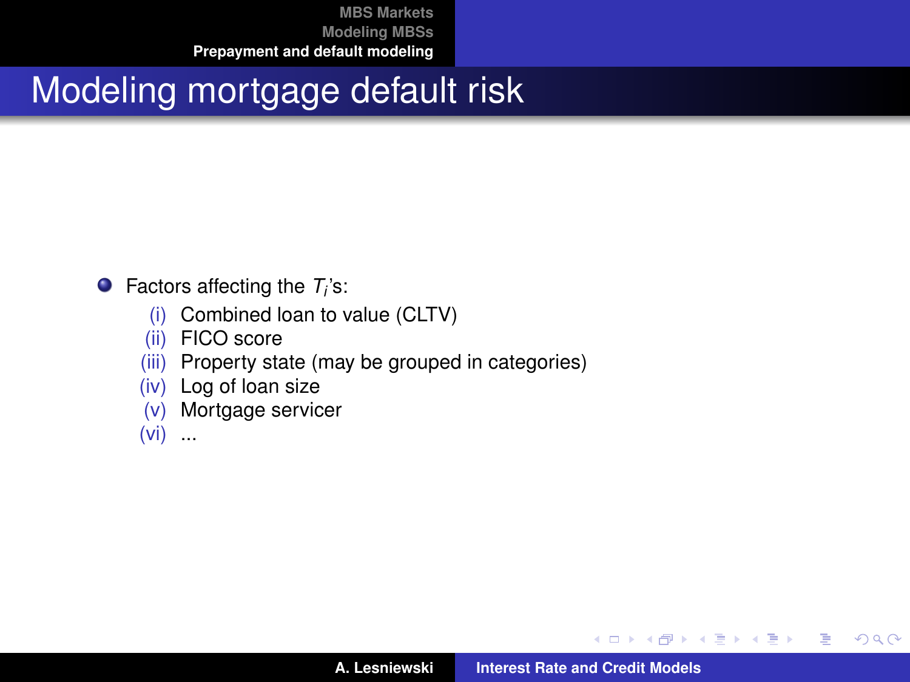# Modeling mortgage default risk

- Factors affecting the $T_i$'s:
  - (i) Combined loan to value (CLTV)
  - (ii) FICO score
  - (iii) Property state (may be grouped in categories)
  - (iv) Log of loan size
  - (v) Mortgage servicer
  - (vi) ...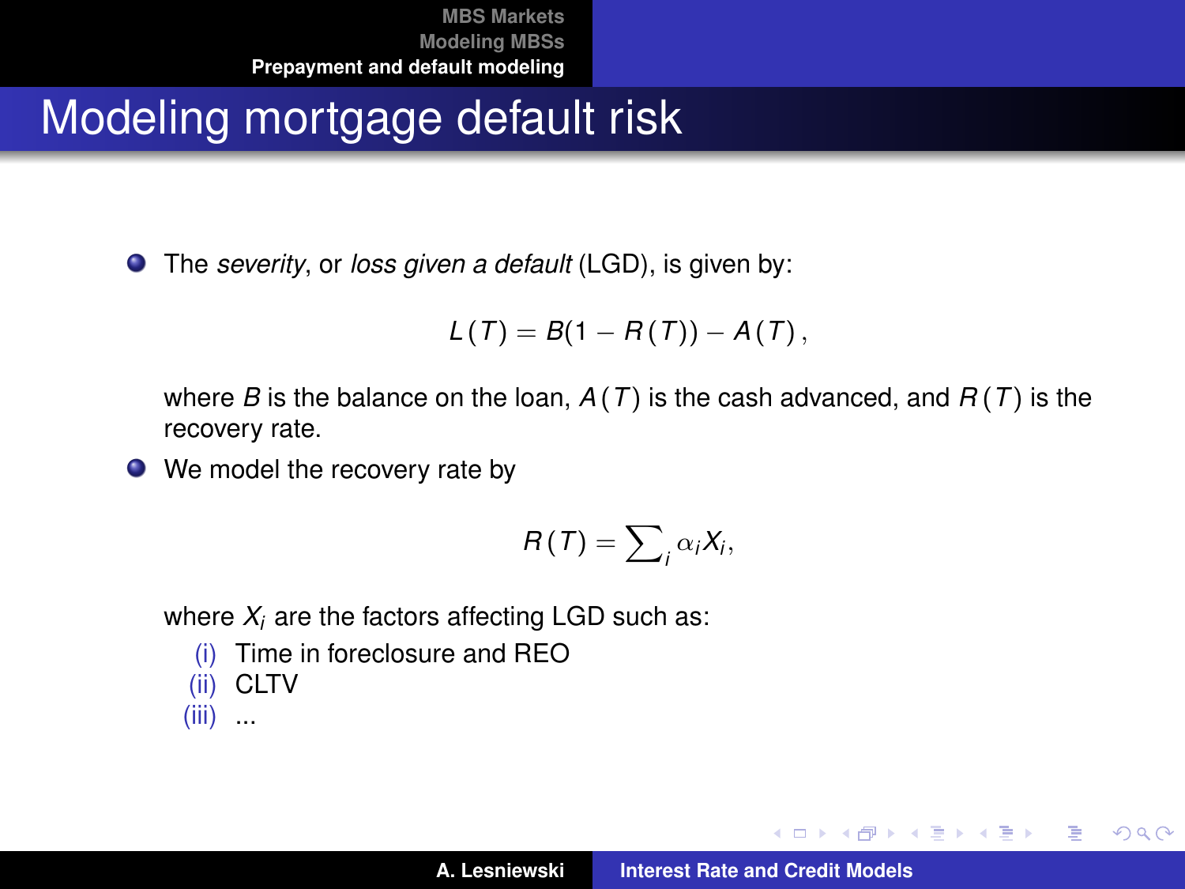# Modeling mortgage default risk

- The *severity*, or *loss given a default* (LGD), is given by:

$$L(T) = B(1 - R(T)) - A(T),$$

where $B$ is the balance on the loan, $A(T)$ is the cash advanced, and $R(T)$ is the recovery rate.

- We model the recovery rate by

$$R(T) = \sum_i \alpha_i X_i,$$

where $X_i$ are the factors affecting LGD such as:

  (i) Time in foreclosure and REO
  (ii) CLTV
  (iii) ...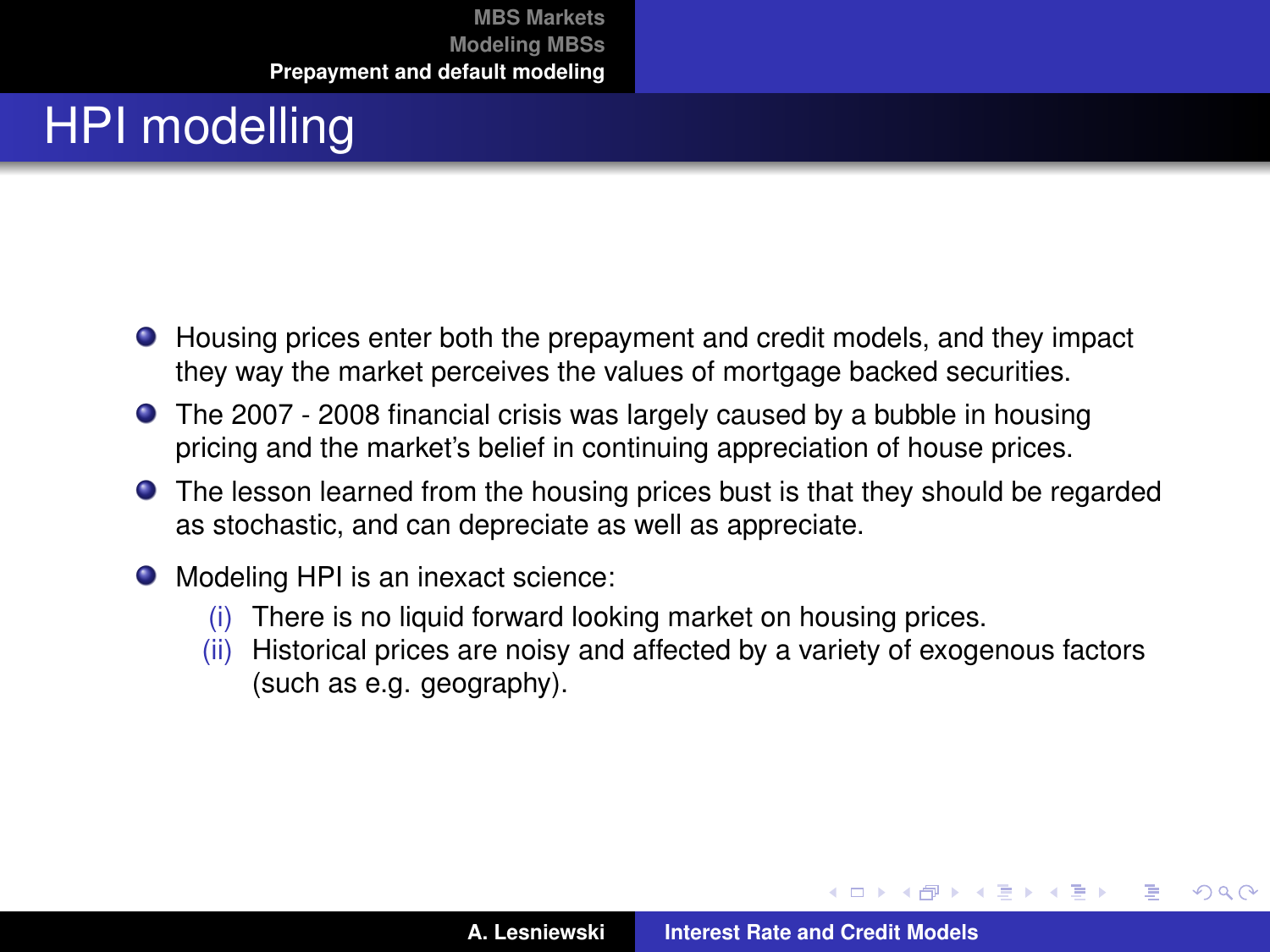# HPI modelling

- Housing prices enter both the prepayment and credit models, and they impact they way the market perceives the values of mortgage backed securities.
- The 2007 - 2008 financial crisis was largely caused by a bubble in housing pricing and the market's belief in continuing appreciation of house prices.
- The lesson learned from the housing prices bust is that they should be regarded as stochastic, and can depreciate as well as appreciate.
- Modeling HPI is an inexact science:
  - (i) There is no liquid forward looking market on housing prices.
  - (ii) Historical prices are noisy and affected by a variety of exogenous factors (such as e.g. geography).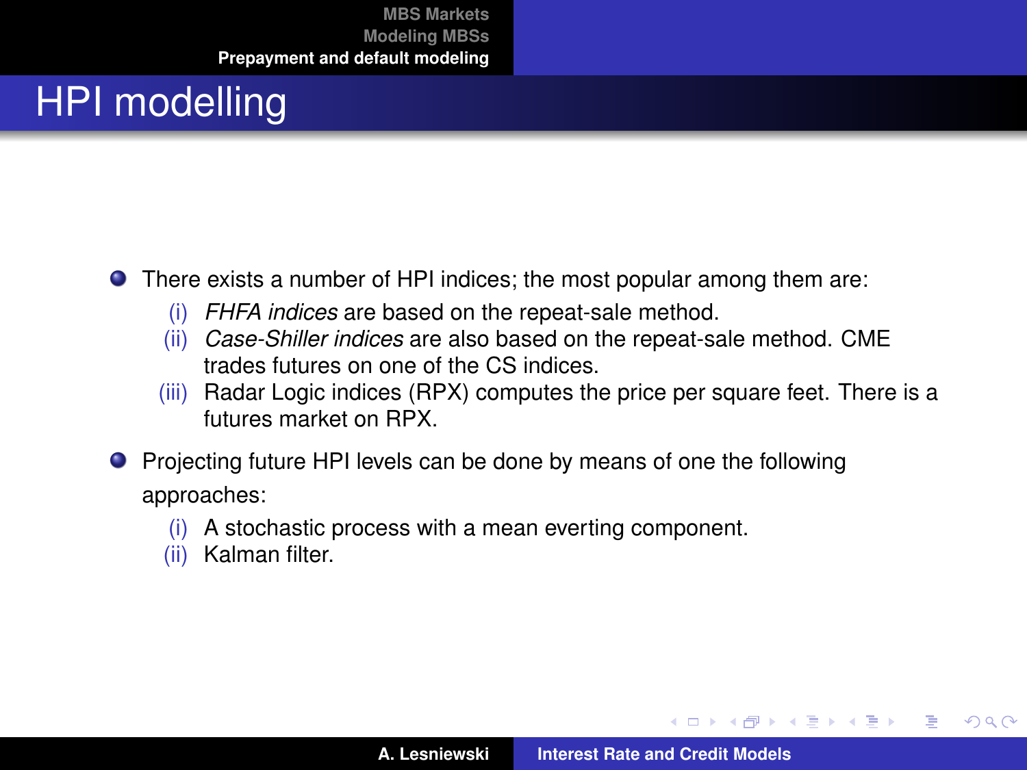# HPI modelling

- There exists a number of HPI indices; the most popular among them are:
  - (i) *FHFA indices* are based on the repeat-sale method.
  - (ii) *Case-Shiller indices* are also based on the repeat-sale method. CME trades futures on one of the CS indices.
  - (iii) Radar Logic indices (RPX) computes the price per square feet. There is a futures market on RPX.
- Projecting future HPI levels can be done by means of one the following approaches:
  - (i) A stochastic process with a mean everting component.
  - (ii) Kalman filter.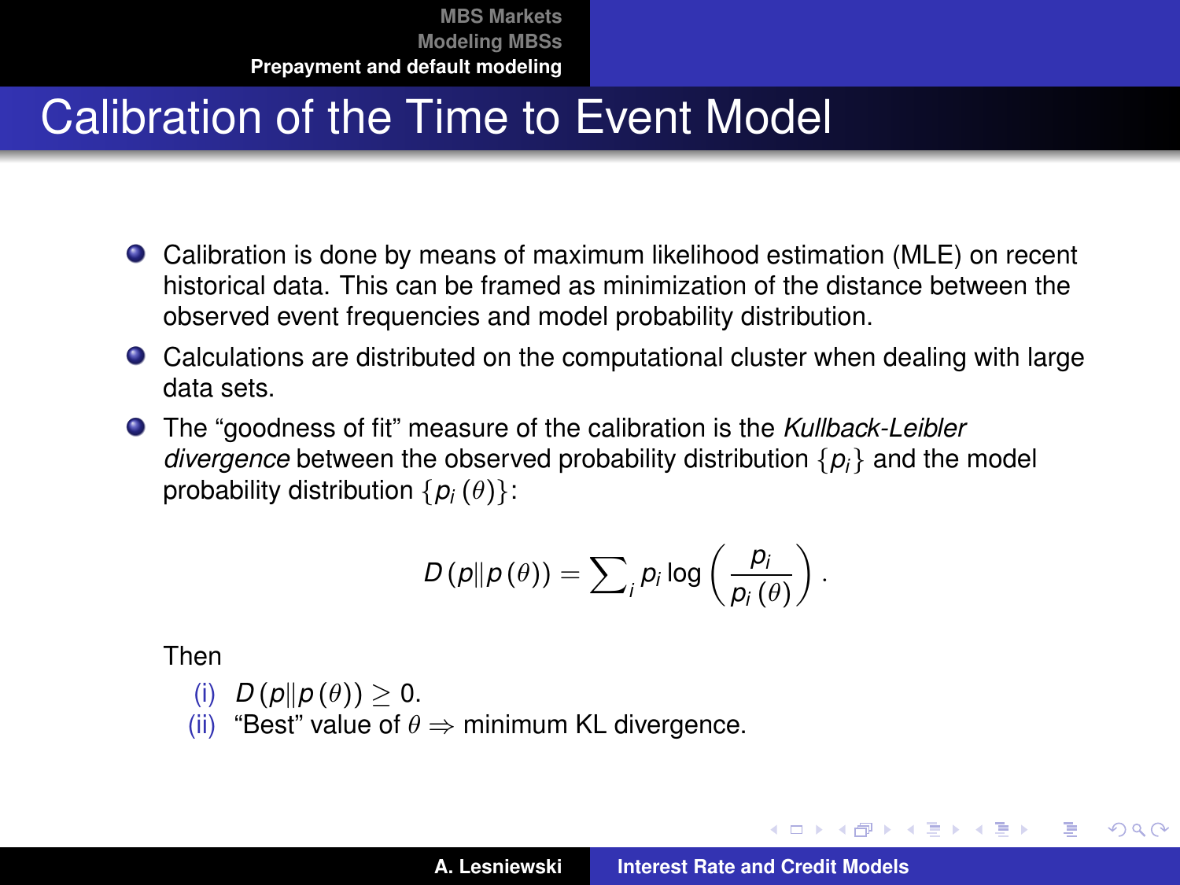# Calibration of the Time to Event Model

- Calibration is done by means of maximum likelihood estimation (MLE) on recent historical data. This can be framed as minimization of the distance between the observed event frequencies and model probability distribution.
- Calculations are distributed on the computational cluster when dealing with large data sets.
- The "goodness of fit" measure of the calibration is the *Kullback-Leibler divergence* between the observed probability distribution $\{p_i\}$ and the model probability distribution $\{p_i(\theta)\}$:

$$D(p \| p(\theta)) = \sum_i p_i \log\left(\frac{p_i}{p_i(\theta)}\right).$$

Then

(i) $D(p \| p(\theta)) \geq 0$.

(ii) "Best" value of $\theta \Rightarrow$ minimum KL divergence.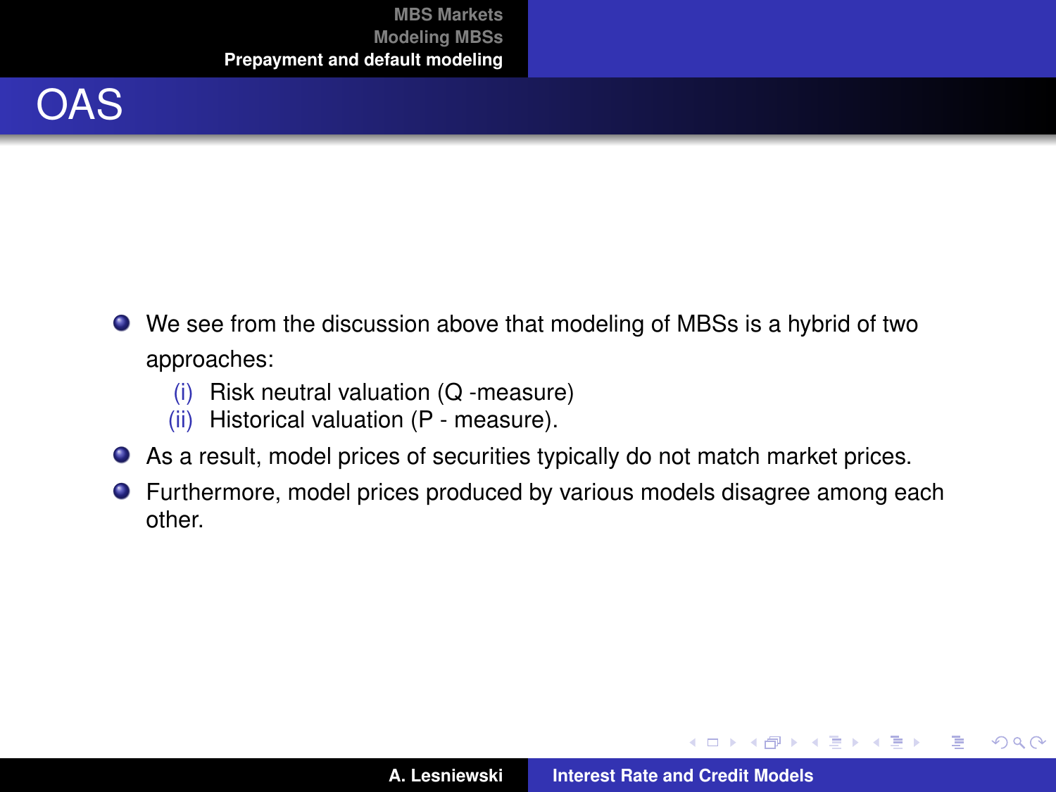# OAS

- We see from the discussion above that modeling of MBSs is a hybrid of two approaches:
  - (i) Risk neutral valuation (Q -measure)
  - (ii) Historical valuation (P - measure).
- As a result, model prices of securities typically do not match market prices.
- Furthermore, model prices produced by various models disagree among each other.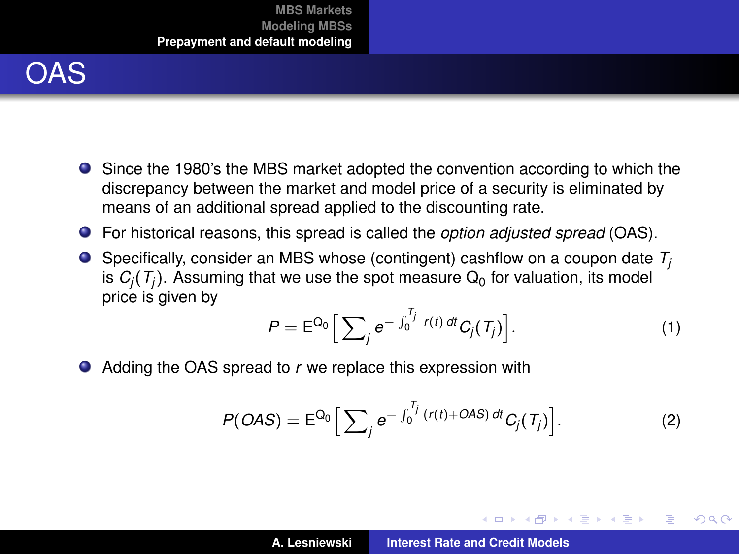# OAS

- Since the 1980's the MBS market adopted the convention according to which the discrepancy between the market and model price of a security is eliminated by means of an additional spread applied to the discounting rate.
- For historical reasons, this spread is called the *option adjusted spread* (OAS).
- Specifically, consider an MBS whose (contingent) cashflow on a coupon date $T_j$ is $C_j(T_j)$. Assuming that we use the spot measure $Q_0$ for valuation, its model price is given by

$$P = \mathrm{E}^{Q_0}\Big[\sum_j e^{-\int_0^{T_j} r(t)\,dt} C_j(T_j)\Big]. \tag{1}$$

- Adding the OAS spread to $r$ we replace this expression with

$$P(OAS) = \mathrm{E}^{Q_0}\Big[\sum_j e^{-\int_0^{T_j} (r(t)+OAS)\,dt} C_j(T_j)\Big]. \tag{2}$$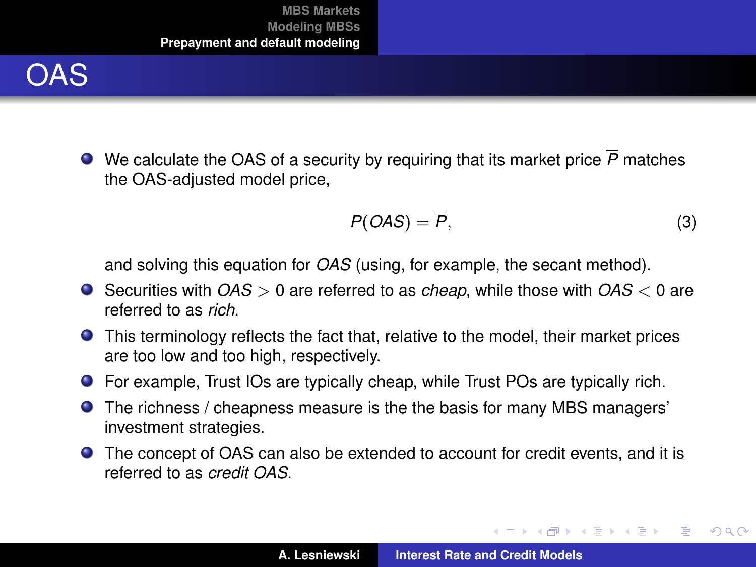# OAS

- We calculate the OAS of a security by requiring that its market price $\overline{P}$ matches the OAS-adjusted model price,

$$P(OAS) = \overline{P}, \tag{3}$$

  and solving this equation for $OAS$ (using, for example, the secant method).
- Securities with $OAS > 0$ are referred to as *cheap*, while those with $OAS < 0$ are referred to as *rich*.
- This terminology reflects the fact that, relative to the model, their market prices are too low and too high, respectively.
- For example, Trust IOs are typically cheap, while Trust POs are typically rich.
- The richness / cheapness measure is the the basis for many MBS managers' investment strategies.
- The concept of OAS can also be extended to account for credit events, and it is referred to as *credit OAS*.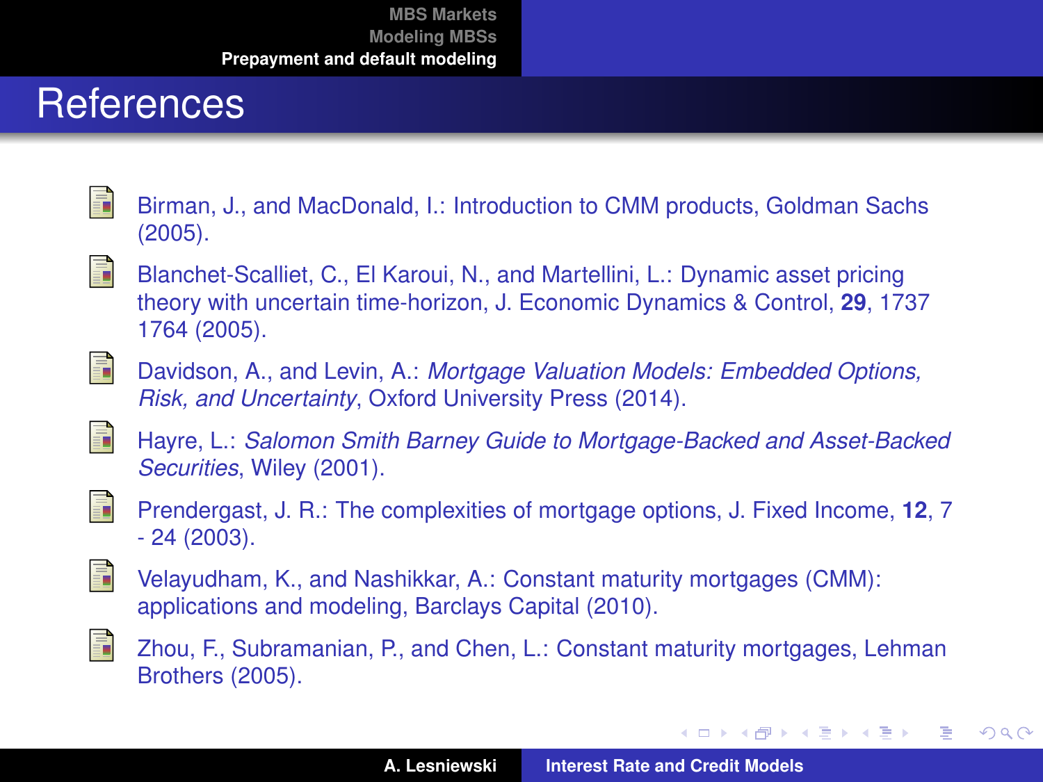# References

- Birman, J., and MacDonald, I.: Introduction to CMM products, Goldman Sachs (2005).
- Blanchet-Scalliet, C., El Karoui, N., and Martellini, L.: Dynamic asset pricing theory with uncertain time-horizon, J. Economic Dynamics & Control, **29**, 1737 1764 (2005).
- Davidson, A., and Levin, A.: *Mortgage Valuation Models: Embedded Options, Risk, and Uncertainty*, Oxford University Press (2014).
- Hayre, L.: *Salomon Smith Barney Guide to Mortgage-Backed and Asset-Backed Securities*, Wiley (2001).
- Prendergast, J. R.: The complexities of mortgage options, J. Fixed Income, **12**, 7 - 24 (2003).
- Velayudham, K., and Nashikkar, A.: Constant maturity mortgages (CMM): applications and modeling, Barclays Capital (2010).
- Zhou, F., Subramanian, P., and Chen, L.: Constant maturity mortgages, Lehman Brothers (2005).